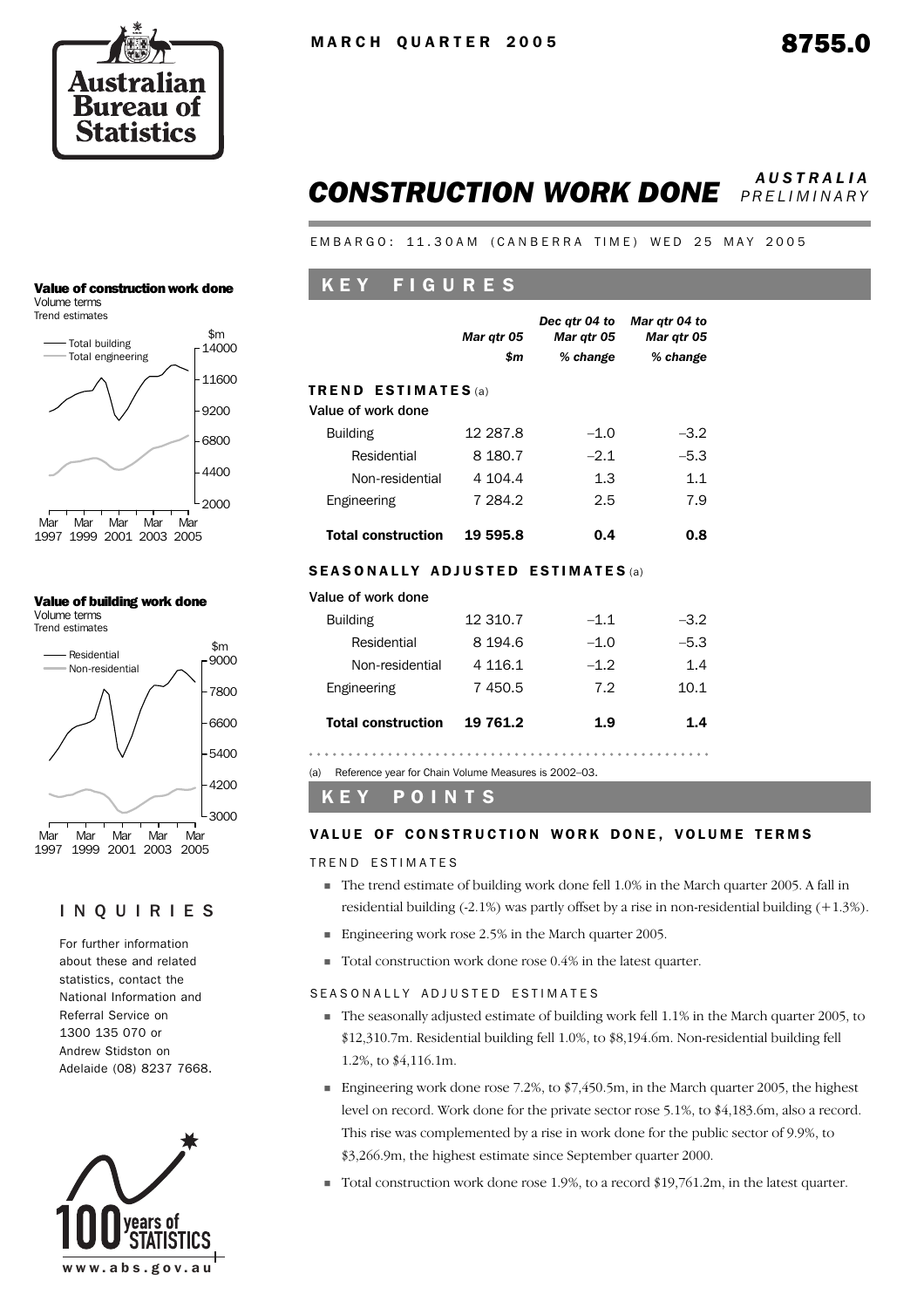MARCH QUARTER 2005

8755.0

# CONSTRUCTION WORK DONE

*AUSTRALIA PRELIMINARY*

EMBARGO: 11.30AM (CANBERRA TIME) WED 25 MAY 2005

**Value of construction work done**
Volume terms
Trend estimates

**Value of building work done**
Volume terms
Trend estimates

## INQUIRIES

For further information about these and related statistics, contact the National Information and Referral Service on 1300 135 070 or Andrew Stidston on Adelaide (08) 8237 7668.

## KEY FIGURES

| | Mar qtr 05 | Dec qtr 04 to Mar qtr 05 | Mar qtr 04 to Mar qtr 05 |
|---|---|---|---|
| | $m | % change | % change |
| **TREND ESTIMATES** (a) | | | |
| Value of work done | | | |
| Building | 12 287.8 | –1.0 | –3.2 |
| Residential | 8 180.7 | –2.1 | –5.3 |
| Non-residential | 4 104.4 | 1.3 | 1.1 |
| Engineering | 7 284.2 | 2.5 | 7.9 |
| **Total construction** | **19 595.8** | **0.4** | **0.8** |
| **SEASONALLY ADJUSTED ESTIMATES** (a) | | | |
| Value of work done | | | |
| Building | 12 310.7 | –1.1 | –3.2 |
| Residential | 8 194.6 | –1.0 | –5.3 |
| Non-residential | 4 116.1 | –1.2 | 1.4 |
| Engineering | 7 450.5 | 7.2 | 10.1 |
| **Total construction** | **19 761.2** | **1.9** | **1.4** |

(a) Reference year for Chain Volume Measures is 2002–03.

## KEY POINTS

### VALUE OF CONSTRUCTION WORK DONE, VOLUME TERMS

TREND ESTIMATES

- The trend estimate of building work done fell 1.0% in the March quarter 2005. A fall in residential building (-2.1%) was partly offset by a rise in non-residential building (+1.3%).
- Engineering work rose 2.5% in the March quarter 2005.
- Total construction work done rose 0.4% in the latest quarter.

SEASONALLY ADJUSTED ESTIMATES

- The seasonally adjusted estimate of building work fell 1.1% in the March quarter 2005, to $12,310.7m. Residential building fell 1.0%, to $8,194.6m. Non-residential building fell 1.2%, to $4,116.1m.
- Engineering work done rose 7.2%, to $7,450.5m, in the March quarter 2005, the highest level on record. Work done for the private sector rose 5.1%, to $4,183.6m, also a record. This rise was complemented by a rise in work done for the public sector of 9.9%, to $3,266.9m, the highest estimate since September quarter 2000.
- Total construction work done rose 1.9%, to a record $19,761.2m, in the latest quarter.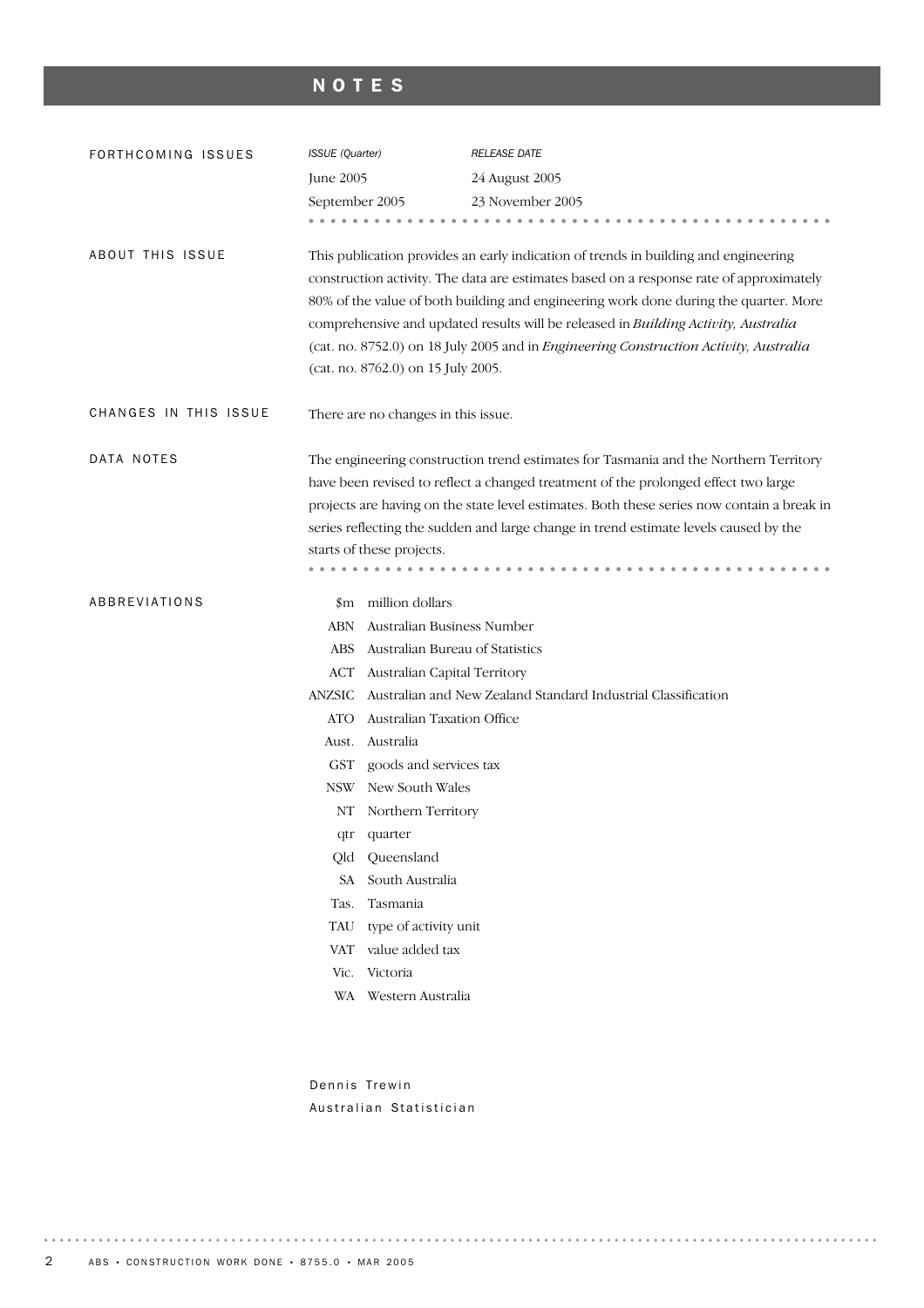# NOTES

## FORTHCOMING ISSUES

| *ISSUE (Quarter)* | *RELEASE DATE* |
|---|---|
| June 2005 | 24 August 2005 |
| September 2005 | 23 November 2005 |

## ABOUT THIS ISSUE

This publication provides an early indication of trends in building and engineering construction activity. The data are estimates based on a response rate of approximately 80% of the value of both building and engineering work done during the quarter. More comprehensive and updated results will be released in *Building Activity, Australia* (cat. no. 8752.0) on 18 July 2005 and in *Engineering Construction Activity, Australia* (cat. no. 8762.0) on 15 July 2005.

## CHANGES IN THIS ISSUE

There are no changes in this issue.

## DATA NOTES

The engineering construction trend estimates for Tasmania and the Northern Territory have been revised to reflect a changed treatment of the prolonged effect two large projects are having on the state level estimates. Both these series now contain a break in series reflecting the sudden and large change in trend estimate levels caused by the starts of these projects.

## ABBREVIATIONS

| | |
|---|---|
| $m | million dollars |
| ABN | Australian Business Number |
| ABS | Australian Bureau of Statistics |
| ACT | Australian Capital Territory |
| ANZSIC | Australian and New Zealand Standard Industrial Classification |
| ATO | Australian Taxation Office |
| Aust. | Australia |
| GST | goods and services tax |
| NSW | New South Wales |
| NT | Northern Territory |
| qtr | quarter |
| Qld | Queensland |
| SA | South Australia |
| Tas. | Tasmania |
| TAU | type of activity unit |
| VAT | value added tax |
| Vic. | Victoria |
| WA | Western Australia |

Dennis Trewin
Australian Statistician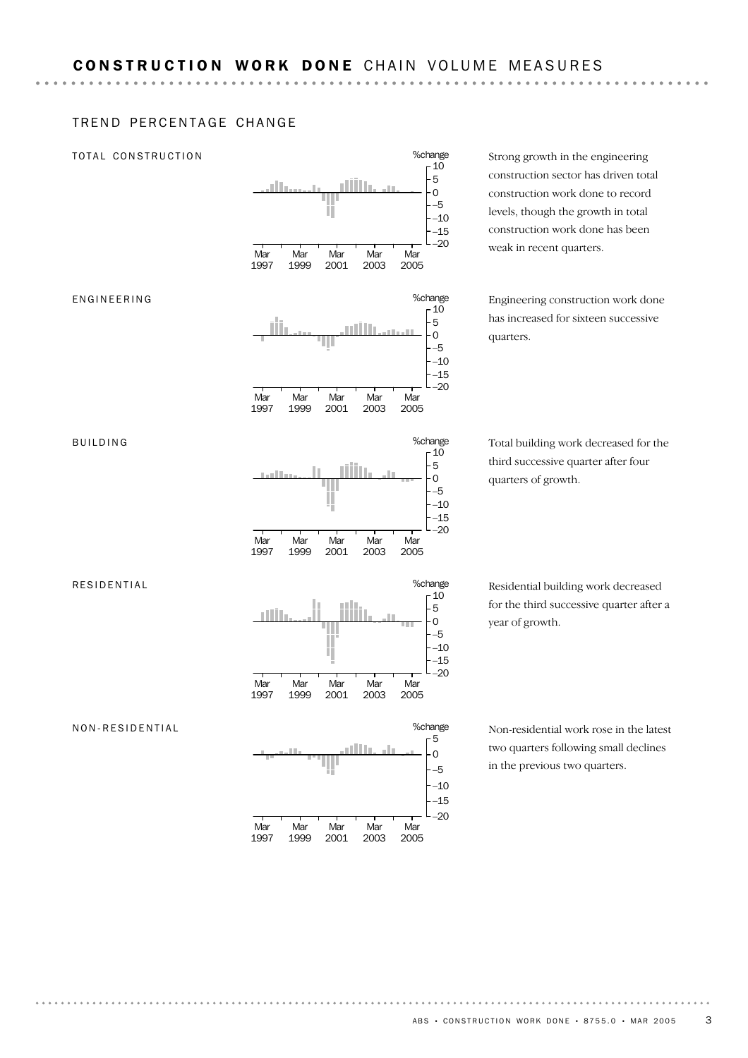# CONSTRUCTION WORK DONE CHAIN VOLUME MEASURES

## TREND PERCENTAGE CHANGE

### TOTAL CONSTRUCTION

Strong growth in the engineering construction sector has driven total construction work done to record levels, though the growth in total construction work done has been weak in recent quarters.

### ENGINEERING

Engineering construction work done has increased for sixteen successive quarters.

### BUILDING

Total building work decreased for the third successive quarter after four quarters of growth.

### RESIDENTIAL

Residential building work decreased for the third successive quarter after a year of growth.

### NON-RESIDENTIAL

Non-residential work rose in the latest two quarters following small declines in the previous two quarters.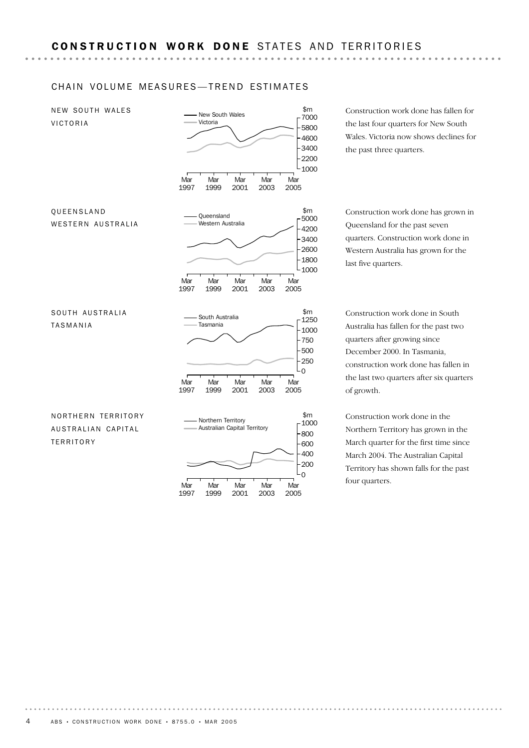# CONSTRUCTION WORK DONE STATES AND TERRITORIES

## CHAIN VOLUME MEASURES—TREND ESTIMATES

### NEW SOUTH WALES VICTORIA

Construction work done has fallen for the last four quarters for New South Wales. Victoria now shows declines for the past three quarters.

### QUEENSLAND WESTERN AUSTRALIA

Construction work done has grown in Queensland for the past seven quarters. Construction work done in Western Australia has grown for the last five quarters.

### SOUTH AUSTRALIA TASMANIA

Construction work done in South Australia has fallen for the past two quarters after growing since December 2000. In Tasmania, construction work done has fallen in the last two quarters after six quarters of growth.

### NORTHERN TERRITORY AUSTRALIAN CAPITAL TERRITORY

Construction work done in the Northern Territory has grown in the March quarter for the first time since March 2004. The Australian Capital Territory has shown falls for the past four quarters.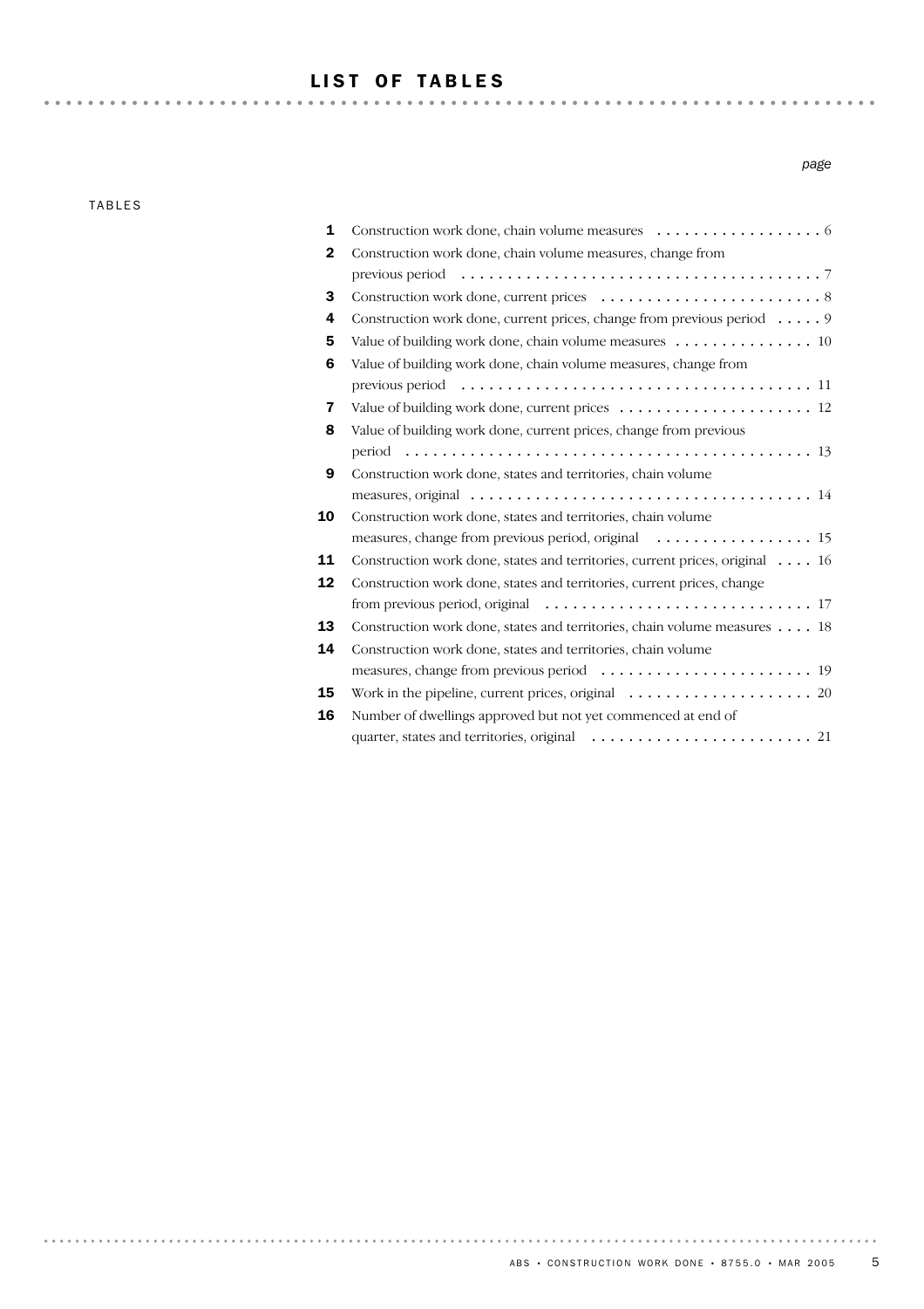# LIST OF TABLES

TABLES

| | | page |
|---|---|---|
| 1 | Construction work done, chain volume measures | 6 |
| 2 | Construction work done, chain volume measures, change from previous period | 7 |
| 3 | Construction work done, current prices | 8 |
| 4 | Construction work done, current prices, change from previous period | 9 |
| 5 | Value of building work done, chain volume measures | 10 |
| 6 | Value of building work done, chain volume measures, change from previous period | 11 |
| 7 | Value of building work done, current prices | 12 |
| 8 | Value of building work done, current prices, change from previous period | 13 |
| 9 | Construction work done, states and territories, chain volume measures, original | 14 |
| 10 | Construction work done, states and territories, chain volume measures, change from previous period, original | 15 |
| 11 | Construction work done, states and territories, current prices, original | 16 |
| 12 | Construction work done, states and territories, current prices, change from previous period, original | 17 |
| 13 | Construction work done, states and territories, chain volume measures | 18 |
| 14 | Construction work done, states and territories, chain volume measures, change from previous period | 19 |
| 15 | Work in the pipeline, current prices, original | 20 |
| 16 | Number of dwellings approved but not yet commenced at end of quarter, states and territories, original | 21 |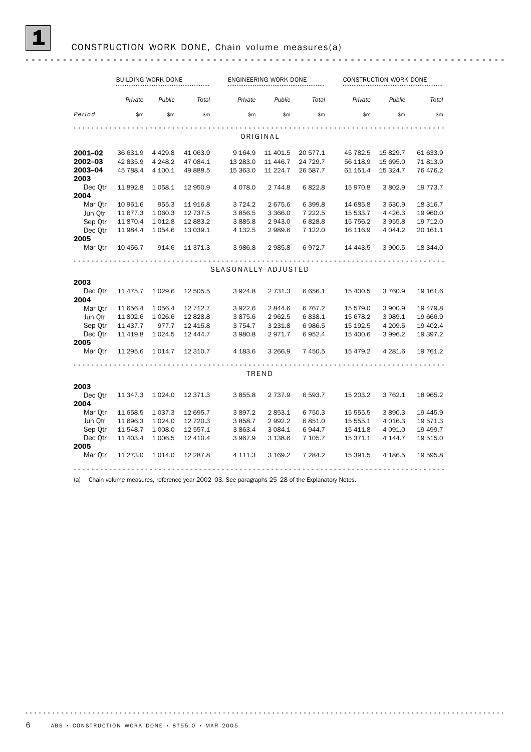# 1 CONSTRUCTION WORK DONE, Chain volume measures(a)

| | BUILDING WORK DONE | | | ENGINEERING WORK DONE | | | CONSTRUCTION WORK DONE | | |
|---|---|---|---|---|---|---|---|---|---|
| | *Private* | *Public* | *Total* | *Private* | *Public* | *Total* | *Private* | *Public* | *Total* |
| *Period* | $m | $m | $m | $m | $m | $m | $m | $m | $m |
| ORIGINAL | | | | | | | | | |
| **2001–02** | 36 631.9 | 4 429.8 | 41 063.9 | 9 164.9 | 11 401.5 | 20 577.1 | 45 782.5 | 15 829.7 | 61 633.9 |
| **2002–03** | 42 835.9 | 4 248.2 | 47 084.1 | 13 283.0 | 11 446.7 | 24 729.7 | 56 118.9 | 15 695.0 | 71 813.9 |
| **2003–04** | 45 788.4 | 4 100.1 | 49 888.5 | 15 363.0 | 11 224.7 | 26 587.7 | 61 151.4 | 15 324.7 | 76 476.2 |
| **2003** | | | | | | | | | |
| Dec Qtr | 11 892.8 | 1 058.1 | 12 950.9 | 4 078.0 | 2 744.8 | 6 822.8 | 15 970.8 | 3 802.9 | 19 773.7 |
| **2004** | | | | | | | | | |
| Mar Qtr | 10 961.6 | 955.3 | 11 916.8 | 3 724.2 | 2 675.6 | 6 399.8 | 14 685.8 | 3 630.9 | 18 316.7 |
| Jun Qtr | 11 677.3 | 1 060.3 | 12 737.5 | 3 856.5 | 3 366.0 | 7 222.5 | 15 533.7 | 4 426.3 | 19 960.0 |
| Sep Qtr | 11 870.4 | 1 012.8 | 12 883.2 | 3 885.8 | 2 943.0 | 6 828.8 | 15 756.2 | 3 955.8 | 19 712.0 |
| Dec Qtr | 11 984.4 | 1 054.6 | 13 039.1 | 4 132.5 | 2 989.6 | 7 122.0 | 16 116.9 | 4 044.2 | 20 161.1 |
| **2005** | | | | | | | | | |
| Mar Qtr | 10 456.7 | 914.6 | 11 371.3 | 3 986.8 | 2 985.8 | 6 972.7 | 14 443.5 | 3 900.5 | 18 344.0 |
| SEASONALLY ADJUSTED | | | | | | | | | |
| **2003** | | | | | | | | | |
| Dec Qtr | 11 475.7 | 1 029.6 | 12 505.5 | 3 924.8 | 2 731.3 | 6 656.1 | 15 400.5 | 3 760.9 | 19 161.6 |
| **2004** | | | | | | | | | |
| Mar Qtr | 11 656.4 | 1 056.4 | 12 712.7 | 3 922.6 | 2 844.6 | 6 767.2 | 15 579.0 | 3 900.9 | 19 479.8 |
| Jun Qtr | 11 802.6 | 1 026.6 | 12 828.8 | 3 875.6 | 2 962.5 | 6 838.1 | 15 678.2 | 3 989.1 | 19 666.9 |
| Sep Qtr | 11 437.7 | 977.7 | 12 415.8 | 3 754.7 | 3 231.8 | 6 986.5 | 15 192.5 | 4 209.5 | 19 402.4 |
| Dec Qtr | 11 419.8 | 1 024.5 | 12 444.7 | 3 980.8 | 2 971.7 | 6 952.4 | 15 400.6 | 3 996.2 | 19 397.2 |
| **2005** | | | | | | | | | |
| Mar Qtr | 11 295.6 | 1 014.7 | 12 310.7 | 4 183.6 | 3 266.9 | 7 450.5 | 15 479.2 | 4 281.6 | 19 761.2 |
| TREND | | | | | | | | | |
| **2003** | | | | | | | | | |
| Dec Qtr | 11 347.3 | 1 024.0 | 12 371.3 | 3 855.8 | 2 737.9 | 6 593.7 | 15 203.2 | 3 762.1 | 18 965.2 |
| **2004** | | | | | | | | | |
| Mar Qtr | 11 658.5 | 1 037.3 | 12 695.7 | 3 897.2 | 2 853.1 | 6 750.3 | 15 555.5 | 3 890.3 | 19 445.9 |
| Jun Qtr | 11 696.3 | 1 024.0 | 12 720.3 | 3 858.7 | 2 992.2 | 6 851.0 | 15 555.1 | 4 016.3 | 19 571.3 |
| Sep Qtr | 11 548.7 | 1 008.0 | 12 557.1 | 3 863.4 | 3 084.1 | 6 944.7 | 15 411.8 | 4 091.0 | 19 499.7 |
| Dec Qtr | 11 403.4 | 1 006.5 | 12 410.4 | 3 967.9 | 3 138.6 | 7 105.7 | 15 371.1 | 4 144.7 | 19 515.0 |
| **2005** | | | | | | | | | |
| Mar Qtr | 11 273.0 | 1 014.0 | 12 287.8 | 4 111.3 | 3 169.2 | 7 284.2 | 15 391.5 | 4 186.5 | 19 595.8 |

(a) Chain volume measures, reference year 2002–03. See paragraphs 25–28 of the Explanatory Notes.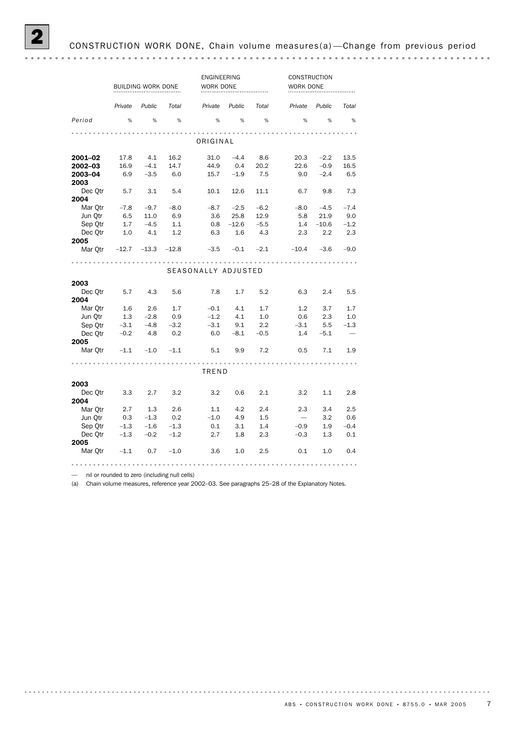## 2 CONSTRUCTION WORK DONE, Chain volume measures(a)—Change from previous period

| | BUILDING WORK DONE | | | ENGINEERING WORK DONE | | | CONSTRUCTION WORK DONE | | |
|---|---|---|---|---|---|---|---|---|---|
| | *Private* | *Public* | *Total* | *Private* | *Public* | *Total* | *Private* | *Public* | *Total* |
| *Period* | % | % | % | % | % | % | % | % | % |
| **ORIGINAL** | | | | | | | | | |
| **2001–02** | 17.8 | 4.1 | 16.2 | 31.0 | –4.4 | 8.6 | 20.3 | –2.2 | 13.5 |
| **2002–03** | 16.9 | –4.1 | 14.7 | 44.9 | 0.4 | 20.2 | 22.6 | –0.9 | 16.5 |
| **2003–04** | 6.9 | –3.5 | 6.0 | 15.7 | –1.9 | 7.5 | 9.0 | –2.4 | 6.5 |
| **2003** | | | | | | | | | |
| Dec Qtr | 5.7 | 3.1 | 5.4 | 10.1 | 12.6 | 11.1 | 6.7 | 9.8 | 7.3 |
| **2004** | | | | | | | | | |
| Mar Qtr | –7.8 | –9.7 | –8.0 | –8.7 | –2.5 | –6.2 | –8.0 | –4.5 | –7.4 |
| Jun Qtr | 6.5 | 11.0 | 6.9 | 3.6 | 25.8 | 12.9 | 5.8 | 21.9 | 9.0 |
| Sep Qtr | 1.7 | –4.5 | 1.1 | 0.8 | –12.6 | –5.5 | 1.4 | –10.6 | –1.2 |
| Dec Qtr | 1.0 | 4.1 | 1.2 | 6.3 | 1.6 | 4.3 | 2.3 | 2.2 | 2.3 |
| **2005** | | | | | | | | | |
| Mar Qtr | –12.7 | –13.3 | –12.8 | –3.5 | –0.1 | –2.1 | –10.4 | –3.6 | –9.0 |
| **SEASONALLY ADJUSTED** | | | | | | | | | |
| **2003** | | | | | | | | | |
| Dec Qtr | 5.7 | 4.3 | 5.6 | 7.8 | 1.7 | 5.2 | 6.3 | 2.4 | 5.5 |
| **2004** | | | | | | | | | |
| Mar Qtr | 1.6 | 2.6 | 1.7 | –0.1 | 4.1 | 1.7 | 1.2 | 3.7 | 1.7 |
| Jun Qtr | 1.3 | –2.8 | 0.9 | –1.2 | 4.1 | 1.0 | 0.6 | 2.3 | 1.0 |
| Sep Qtr | –3.1 | –4.8 | –3.2 | –3.1 | 9.1 | 2.2 | –3.1 | 5.5 | –1.3 |
| Dec Qtr | –0.2 | 4.8 | 0.2 | 6.0 | –8.1 | –0.5 | 1.4 | –5.1 | — |
| **2005** | | | | | | | | | |
| Mar Qtr | –1.1 | –1.0 | –1.1 | 5.1 | 9.9 | 7.2 | 0.5 | 7.1 | 1.9 |
| **TREND** | | | | | | | | | |
| **2003** | | | | | | | | | |
| Dec Qtr | 3.3 | 2.7 | 3.2 | 3.2 | 0.6 | 2.1 | 3.2 | 1.1 | 2.8 |
| **2004** | | | | | | | | | |
| Mar Qtr | 2.7 | 1.3 | 2.6 | 1.1 | 4.2 | 2.4 | 2.3 | 3.4 | 2.5 |
| Jun Qtr | 0.3 | –1.3 | 0.2 | –1.0 | 4.9 | 1.5 | — | 3.2 | 0.6 |
| Sep Qtr | –1.3 | –1.6 | –1.3 | 0.1 | 3.1 | 1.4 | –0.9 | 1.9 | –0.4 |
| Dec Qtr | –1.3 | –0.2 | –1.2 | 2.7 | 1.8 | 2.3 | –0.3 | 1.3 | 0.1 |
| **2005** | | | | | | | | | |
| Mar Qtr | –1.1 | 0.7 | –1.0 | 3.6 | 1.0 | 2.5 | 0.1 | 1.0 | 0.4 |

— nil or rounded to zero (including null cells)

(a) Chain volume measures, reference year 2002–03. See paragraphs 25–28 of the Explanatory Notes.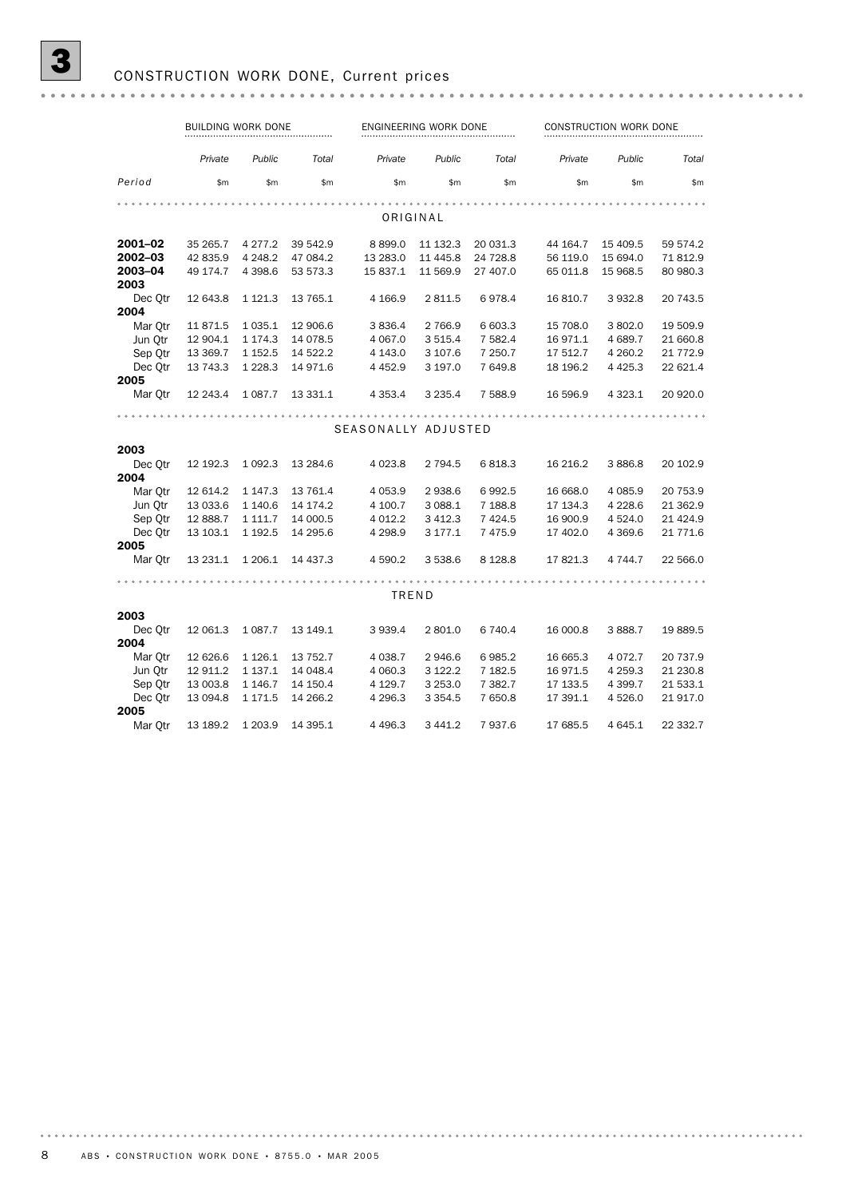# 3 CONSTRUCTION WORK DONE, Current prices

| Period | BUILDING WORK DONE | | | ENGINEERING WORK DONE | | | CONSTRUCTION WORK DONE | | |
|---|---|---|---|---|---|---|---|---|---|
| | *Private* | *Public* | *Total* | *Private* | *Public* | *Total* | *Private* | *Public* | *Total* |
| | $m | $m | $m | $m | $m | $m | $m | $m | $m |
| **ORIGINAL** | | | | | | | | | |
| **2001–02** | 35 265.7 | 4 277.2 | 39 542.9 | 8 899.0 | 11 132.3 | 20 031.3 | 44 164.7 | 15 409.5 | 59 574.2 |
| **2002–03** | 42 835.9 | 4 248.2 | 47 084.2 | 13 283.0 | 11 445.8 | 24 728.8 | 56 119.0 | 15 694.0 | 71 812.9 |
| **2003–04** | 49 174.7 | 4 398.6 | 53 573.3 | 15 837.1 | 11 569.9 | 27 407.0 | 65 011.8 | 15 968.5 | 80 980.3 |
| **2003** | | | | | | | | | |
| Dec Qtr | 12 643.8 | 1 121.3 | 13 765.1 | 4 166.9 | 2 811.5 | 6 978.4 | 16 810.7 | 3 932.8 | 20 743.5 |
| **2004** | | | | | | | | | |
| Mar Qtr | 11 871.5 | 1 035.1 | 12 906.6 | 3 836.4 | 2 766.9 | 6 603.3 | 15 708.0 | 3 802.0 | 19 509.9 |
| Jun Qtr | 12 904.1 | 1 174.3 | 14 078.5 | 4 067.0 | 3 515.4 | 7 582.4 | 16 971.1 | 4 689.7 | 21 660.8 |
| Sep Qtr | 13 369.7 | 1 152.5 | 14 522.2 | 4 143.0 | 3 107.6 | 7 250.7 | 17 512.7 | 4 260.2 | 21 772.9 |
| Dec Qtr | 13 743.3 | 1 228.3 | 14 971.6 | 4 452.9 | 3 197.0 | 7 649.8 | 18 196.2 | 4 425.3 | 22 621.4 |
| **2005** | | | | | | | | | |
| Mar Qtr | 12 243.4 | 1 087.7 | 13 331.1 | 4 353.4 | 3 235.4 | 7 588.9 | 16 596.9 | 4 323.1 | 20 920.0 |
| **SEASONALLY ADJUSTED** | | | | | | | | | |
| **2003** | | | | | | | | | |
| Dec Qtr | 12 192.3 | 1 092.3 | 13 284.6 | 4 023.8 | 2 794.5 | 6 818.3 | 16 216.2 | 3 886.8 | 20 102.9 |
| **2004** | | | | | | | | | |
| Mar Qtr | 12 614.2 | 1 147.3 | 13 761.4 | 4 053.9 | 2 938.6 | 6 992.5 | 16 668.0 | 4 085.9 | 20 753.9 |
| Jun Qtr | 13 033.6 | 1 140.6 | 14 174.2 | 4 100.7 | 3 088.1 | 7 188.8 | 17 134.3 | 4 228.6 | 21 362.9 |
| Sep Qtr | 12 888.7 | 1 111.7 | 14 000.5 | 4 012.2 | 3 412.3 | 7 424.5 | 16 900.9 | 4 524.0 | 21 424.9 |
| Dec Qtr | 13 103.1 | 1 192.5 | 14 295.6 | 4 298.9 | 3 177.1 | 7 475.9 | 17 402.0 | 4 369.6 | 21 771.6 |
| **2005** | | | | | | | | | |
| Mar Qtr | 13 231.1 | 1 206.1 | 14 437.3 | 4 590.2 | 3 538.6 | 8 128.8 | 17 821.3 | 4 744.7 | 22 566.0 |
| **TREND** | | | | | | | | | |
| **2003** | | | | | | | | | |
| Dec Qtr | 12 061.3 | 1 087.7 | 13 149.1 | 3 939.4 | 2 801.0 | 6 740.4 | 16 000.8 | 3 888.7 | 19 889.5 |
| **2004** | | | | | | | | | |
| Mar Qtr | 12 626.6 | 1 126.1 | 13 752.7 | 4 038.7 | 2 946.6 | 6 985.2 | 16 665.3 | 4 072.7 | 20 737.9 |
| Jun Qtr | 12 911.2 | 1 137.1 | 14 048.4 | 4 060.3 | 3 122.2 | 7 182.5 | 16 971.5 | 4 259.3 | 21 230.8 |
| Sep Qtr | 13 003.8 | 1 146.7 | 14 150.4 | 4 129.7 | 3 253.0 | 7 382.7 | 17 133.5 | 4 399.7 | 21 533.1 |
| Dec Qtr | 13 094.8 | 1 171.5 | 14 266.2 | 4 296.3 | 3 354.5 | 7 650.8 | 17 391.1 | 4 526.0 | 21 917.0 |
| **2005** | | | | | | | | | |
| Mar Qtr | 13 189.2 | 1 203.9 | 14 395.1 | 4 496.3 | 3 441.2 | 7 937.6 | 17 685.5 | 4 645.1 | 22 332.7 |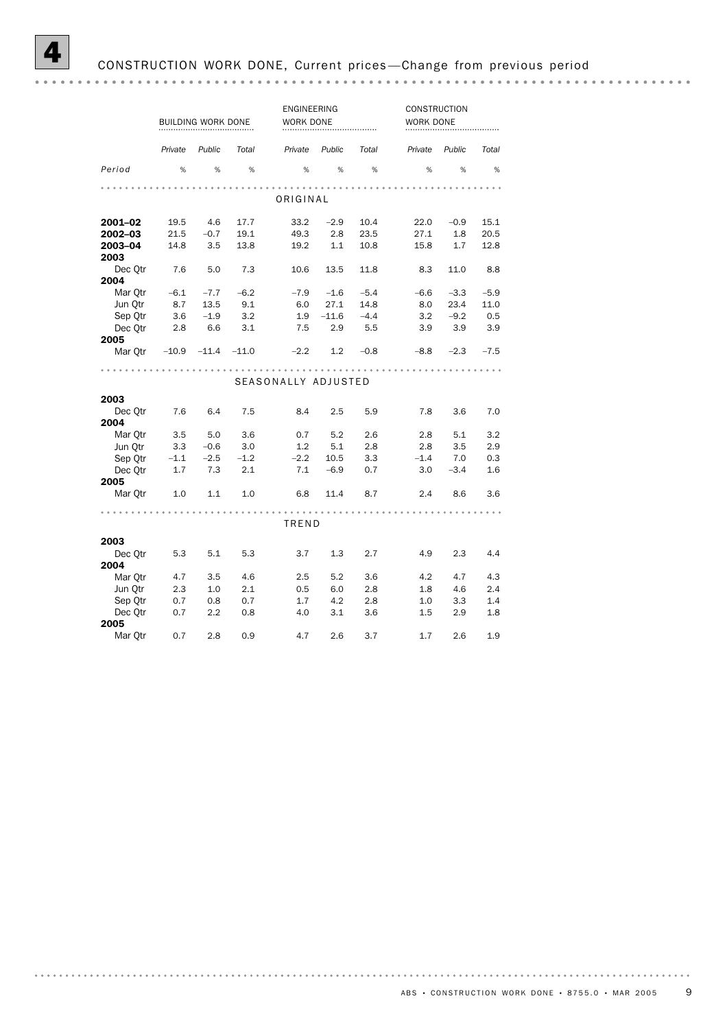# 4 CONSTRUCTION WORK DONE, Current prices—Change from previous period

| | BUILDING WORK DONE | | | ENGINEERING WORK DONE | | | CONSTRUCTION WORK DONE | | |
|---|---|---|---|---|---|---|---|---|---|
| | *Private* | *Public* | *Total* | *Private* | *Public* | *Total* | *Private* | *Public* | *Total* |
| *Period* | % | % | % | % | % | % | % | % | % |
| **ORIGINAL** | | | | | | | | | |
| **2001–02** | 19.5 | 4.6 | 17.7 | 33.2 | –2.9 | 10.4 | 22.0 | –0.9 | 15.1 |
| **2002–03** | 21.5 | –0.7 | 19.1 | 49.3 | 2.8 | 23.5 | 27.1 | 1.8 | 20.5 |
| **2003–04** | 14.8 | 3.5 | 13.8 | 19.2 | 1.1 | 10.8 | 15.8 | 1.7 | 12.8 |
| **2003** | | | | | | | | | |
| Dec Qtr | 7.6 | 5.0 | 7.3 | 10.6 | 13.5 | 11.8 | 8.3 | 11.0 | 8.8 |
| **2004** | | | | | | | | | |
| Mar Qtr | –6.1 | –7.7 | –6.2 | –7.9 | –1.6 | –5.4 | –6.6 | –3.3 | –5.9 |
| Jun Qtr | 8.7 | 13.5 | 9.1 | 6.0 | 27.1 | 14.8 | 8.0 | 23.4 | 11.0 |
| Sep Qtr | 3.6 | –1.9 | 3.2 | 1.9 | –11.6 | –4.4 | 3.2 | –9.2 | 0.5 |
| Dec Qtr | 2.8 | 6.6 | 3.1 | 7.5 | 2.9 | 5.5 | 3.9 | 3.9 | 3.9 |
| **2005** | | | | | | | | | |
| Mar Qtr | –10.9 | –11.4 | –11.0 | –2.2 | 1.2 | –0.8 | –8.8 | –2.3 | –7.5 |
| **SEASONALLY ADJUSTED** | | | | | | | | | |
| **2003** | | | | | | | | | |
| Dec Qtr | 7.6 | 6.4 | 7.5 | 8.4 | 2.5 | 5.9 | 7.8 | 3.6 | 7.0 |
| **2004** | | | | | | | | | |
| Mar Qtr | 3.5 | 5.0 | 3.6 | 0.7 | 5.2 | 2.6 | 2.8 | 5.1 | 3.2 |
| Jun Qtr | 3.3 | –0.6 | 3.0 | 1.2 | 5.1 | 2.8 | 2.8 | 3.5 | 2.9 |
| Sep Qtr | –1.1 | –2.5 | –1.2 | –2.2 | 10.5 | 3.3 | –1.4 | 7.0 | 0.3 |
| Dec Qtr | 1.7 | 7.3 | 2.1 | 7.1 | –6.9 | 0.7 | 3.0 | –3.4 | 1.6 |
| **2005** | | | | | | | | | |
| Mar Qtr | 1.0 | 1.1 | 1.0 | 6.8 | 11.4 | 8.7 | 2.4 | 8.6 | 3.6 |
| **TREND** | | | | | | | | | |
| **2003** | | | | | | | | | |
| Dec Qtr | 5.3 | 5.1 | 5.3 | 3.7 | 1.3 | 2.7 | 4.9 | 2.3 | 4.4 |
| **2004** | | | | | | | | | |
| Mar Qtr | 4.7 | 3.5 | 4.6 | 2.5 | 5.2 | 3.6 | 4.2 | 4.7 | 4.3 |
| Jun Qtr | 2.3 | 1.0 | 2.1 | 0.5 | 6.0 | 2.8 | 1.8 | 4.6 | 2.4 |
| Sep Qtr | 0.7 | 0.8 | 0.7 | 1.7 | 4.2 | 2.8 | 1.0 | 3.3 | 1.4 |
| Dec Qtr | 0.7 | 2.2 | 0.8 | 4.0 | 3.1 | 3.6 | 1.5 | 2.9 | 1.8 |
| **2005** | | | | | | | | | |
| Mar Qtr | 0.7 | 2.8 | 0.9 | 4.7 | 2.6 | 3.7 | 1.7 | 2.6 | 1.9 |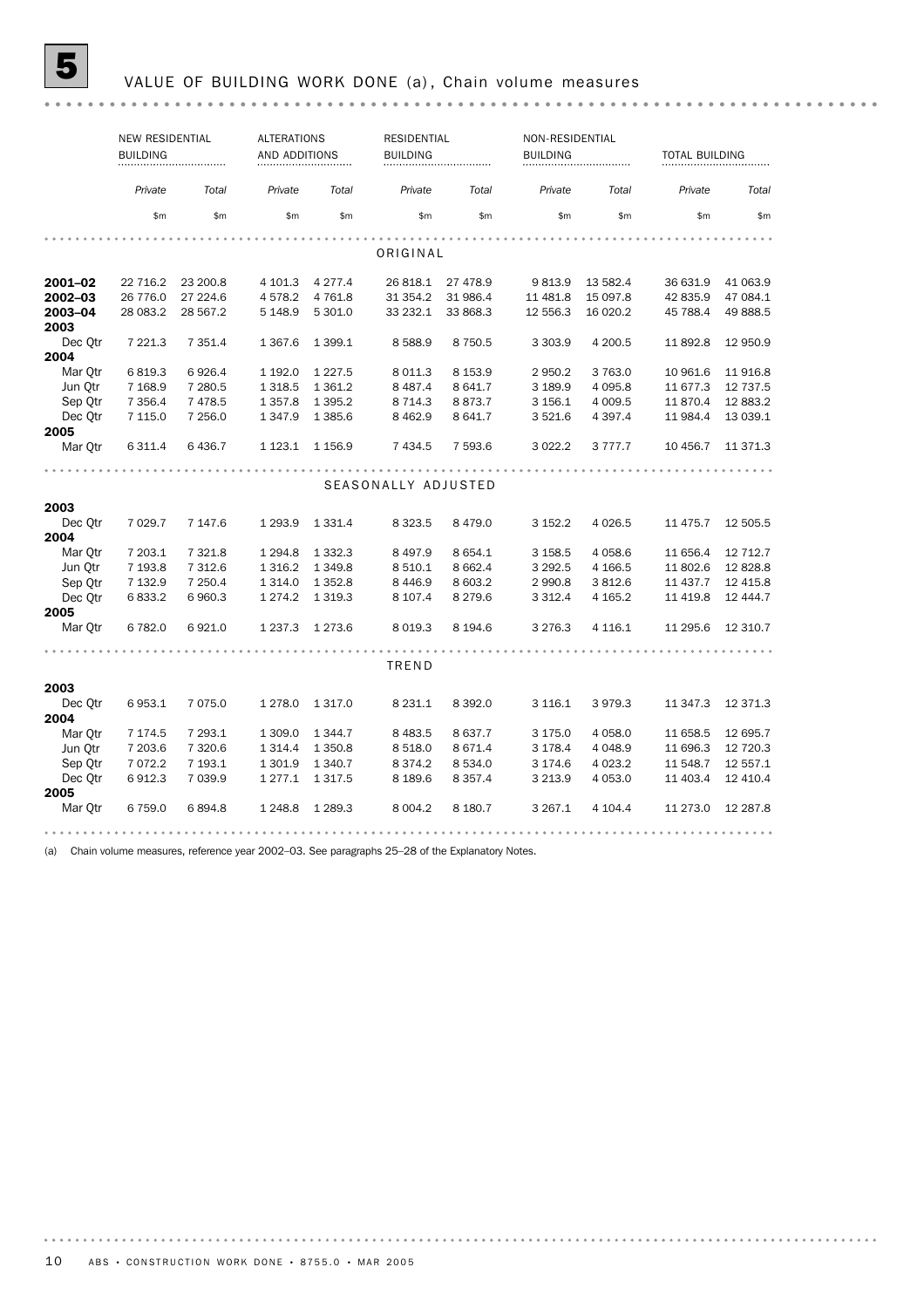## 5 VALUE OF BUILDING WORK DONE (a), Chain volume measures

| | NEW RESIDENTIAL BUILDING | | ALTERATIONS AND ADDITIONS | | RESIDENTIAL BUILDING | | NON-RESIDENTIAL BUILDING | | TOTAL BUILDING | |
|---|---|---|---|---|---|---|---|---|---|---|
| | *Private* | *Total* | *Private* | *Total* | *Private* | *Total* | *Private* | *Total* | *Private* | *Total* |
| | $m | $m | $m | $m | $m | $m | $m | $m | $m | $m |
| **ORIGINAL** | | | | | | | | | | |
| **2001–02** | 22 716.2 | 23 200.8 | 4 101.3 | 4 277.4 | 26 818.1 | 27 478.9 | 9 813.9 | 13 582.4 | 36 631.9 | 41 063.9 |
| **2002–03** | 26 776.0 | 27 224.6 | 4 578.2 | 4 761.8 | 31 354.2 | 31 986.4 | 11 481.8 | 15 097.8 | 42 835.9 | 47 084.1 |
| **2003–04** | 28 083.2 | 28 567.2 | 5 148.9 | 5 301.0 | 33 232.1 | 33 868.3 | 12 556.3 | 16 020.2 | 45 788.4 | 49 888.5 |
| **2003** | | | | | | | | | | |
| Dec Qtr | 7 221.3 | 7 351.4 | 1 367.6 | 1 399.1 | 8 588.9 | 8 750.5 | 3 303.9 | 4 200.5 | 11 892.8 | 12 950.9 |
| **2004** | | | | | | | | | | |
| Mar Qtr | 6 819.3 | 6 926.4 | 1 192.0 | 1 227.5 | 8 011.3 | 8 153.9 | 2 950.2 | 3 763.0 | 10 961.6 | 11 916.8 |
| Jun Qtr | 7 168.9 | 7 280.5 | 1 318.5 | 1 361.2 | 8 487.4 | 8 641.7 | 3 189.9 | 4 095.8 | 11 677.3 | 12 737.5 |
| Sep Qtr | 7 356.4 | 7 478.5 | 1 357.8 | 1 395.2 | 8 714.3 | 8 873.7 | 3 156.1 | 4 009.5 | 11 870.4 | 12 883.2 |
| Dec Qtr | 7 115.0 | 7 256.0 | 1 347.9 | 1 385.6 | 8 462.9 | 8 641.7 | 3 521.6 | 4 397.4 | 11 984.4 | 13 039.1 |
| **2005** | | | | | | | | | | |
| Mar Qtr | 6 311.4 | 6 436.7 | 1 123.1 | 1 156.9 | 7 434.5 | 7 593.6 | 3 022.2 | 3 777.7 | 10 456.7 | 11 371.3 |
| **SEASONALLY ADJUSTED** | | | | | | | | | | |
| **2003** | | | | | | | | | | |
| Dec Qtr | 7 029.7 | 7 147.6 | 1 293.9 | 1 331.4 | 8 323.5 | 8 479.0 | 3 152.2 | 4 026.5 | 11 475.7 | 12 505.5 |
| **2004** | | | | | | | | | | |
| Mar Qtr | 7 203.1 | 7 321.8 | 1 294.8 | 1 332.3 | 8 497.9 | 8 654.1 | 3 158.5 | 4 058.6 | 11 656.4 | 12 712.7 |
| Jun Qtr | 7 193.8 | 7 312.6 | 1 316.2 | 1 349.8 | 8 510.1 | 8 662.4 | 3 292.5 | 4 166.5 | 11 802.6 | 12 828.8 |
| Sep Qtr | 7 132.9 | 7 250.4 | 1 314.0 | 1 352.8 | 8 446.9 | 8 603.2 | 2 990.8 | 3 812.6 | 11 437.7 | 12 415.8 |
| Dec Qtr | 6 833.2 | 6 960.3 | 1 274.2 | 1 319.3 | 8 107.4 | 8 279.6 | 3 312.4 | 4 165.2 | 11 419.8 | 12 444.7 |
| **2005** | | | | | | | | | | |
| Mar Qtr | 6 782.0 | 6 921.0 | 1 237.3 | 1 273.6 | 8 019.3 | 8 194.6 | 3 276.3 | 4 116.1 | 11 295.6 | 12 310.7 |
| **TREND** | | | | | | | | | | |
| **2003** | | | | | | | | | | |
| Dec Qtr | 6 953.1 | 7 075.0 | 1 278.0 | 1 317.0 | 8 231.1 | 8 392.0 | 3 116.1 | 3 979.3 | 11 347.3 | 12 371.3 |
| **2004** | | | | | | | | | | |
| Mar Qtr | 7 174.5 | 7 293.1 | 1 309.0 | 1 344.7 | 8 483.5 | 8 637.7 | 3 175.0 | 4 058.0 | 11 658.5 | 12 695.7 |
| Jun Qtr | 7 203.6 | 7 320.6 | 1 314.4 | 1 350.8 | 8 518.0 | 8 671.4 | 3 178.4 | 4 048.9 | 11 696.3 | 12 720.3 |
| Sep Qtr | 7 072.2 | 7 193.1 | 1 301.9 | 1 340.7 | 8 374.2 | 8 534.0 | 3 174.6 | 4 023.2 | 11 548.7 | 12 557.1 |
| Dec Qtr | 6 912.3 | 7 039.9 | 1 277.1 | 1 317.5 | 8 189.6 | 8 357.4 | 3 213.9 | 4 053.0 | 11 403.4 | 12 410.4 |
| **2005** | | | | | | | | | | |
| Mar Qtr | 6 759.0 | 6 894.8 | 1 248.8 | 1 289.3 | 8 004.2 | 8 180.7 | 3 267.1 | 4 104.4 | 11 273.0 | 12 287.8 |

(a) Chain volume measures, reference year 2002–03. See paragraphs 25–28 of the Explanatory Notes.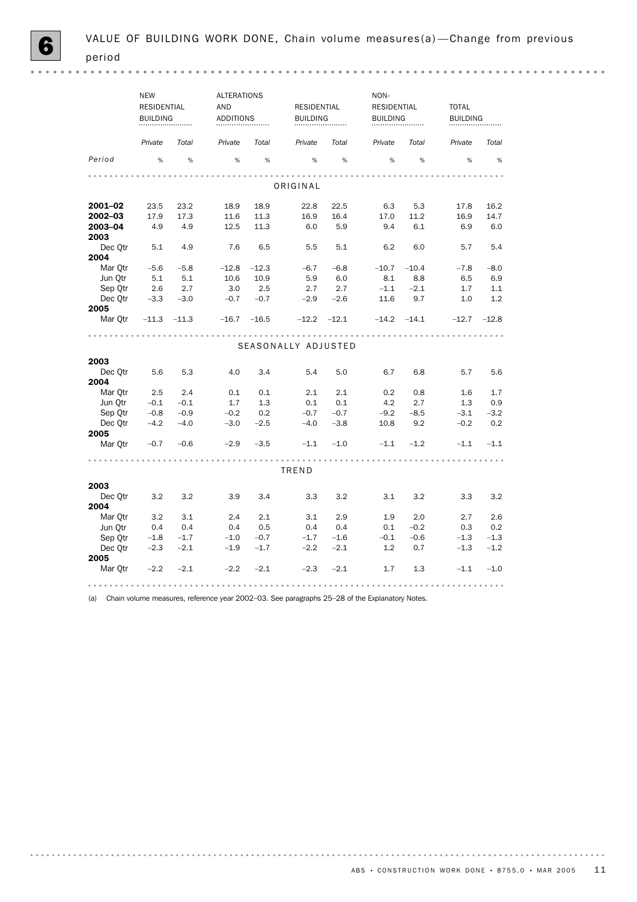# 6 VALUE OF BUILDING WORK DONE, Chain volume measures(a)—Change from previous period

| Period | NEW RESIDENTIAL BUILDING | | ALTERATIONS AND ADDITIONS | | RESIDENTIAL BUILDING | | NON-RESIDENTIAL BUILDING | | TOTAL BUILDING | |
|---|---|---|---|---|---|---|---|---|---|---|
| | *Private* | *Total* | *Private* | *Total* | *Private* | *Total* | *Private* | *Total* | *Private* | *Total* |
| | % | % | % | % | % | % | % | % | % | % |
| **ORIGINAL** | | | | | | | | | | |
| **2001–02** | 23.5 | 23.2 | 18.9 | 18.9 | 22.8 | 22.5 | 6.3 | 5.3 | 17.8 | 16.2 |
| **2002–03** | 17.9 | 17.3 | 11.6 | 11.3 | 16.9 | 16.4 | 17.0 | 11.2 | 16.9 | 14.7 |
| **2003–04** | 4.9 | 4.9 | 12.5 | 11.3 | 6.0 | 5.9 | 9.4 | 6.1 | 6.9 | 6.0 |
| **2003** | | | | | | | | | | |
| Dec Qtr | 5.1 | 4.9 | 7.6 | 6.5 | 5.5 | 5.1 | 6.2 | 6.0 | 5.7 | 5.4 |
| **2004** | | | | | | | | | | |
| Mar Qtr | –5.6 | –5.8 | –12.8 | –12.3 | –6.7 | –6.8 | –10.7 | –10.4 | –7.8 | –8.0 |
| Jun Qtr | 5.1 | 5.1 | 10.6 | 10.9 | 5.9 | 6.0 | 8.1 | 8.8 | 6.5 | 6.9 |
| Sep Qtr | 2.6 | 2.7 | 3.0 | 2.5 | 2.7 | 2.7 | –1.1 | –2.1 | 1.7 | 1.1 |
| Dec Qtr | –3.3 | –3.0 | –0.7 | –0.7 | –2.9 | –2.6 | 11.6 | 9.7 | 1.0 | 1.2 |
| **2005** | | | | | | | | | | |
| Mar Qtr | –11.3 | –11.3 | –16.7 | –16.5 | –12.2 | –12.1 | –14.2 | –14.1 | –12.7 | –12.8 |
| **SEASONALLY ADJUSTED** | | | | | | | | | | |
| **2003** | | | | | | | | | | |
| Dec Qtr | 5.6 | 5.3 | 4.0 | 3.4 | 5.4 | 5.0 | 6.7 | 6.8 | 5.7 | 5.6 |
| **2004** | | | | | | | | | | |
| Mar Qtr | 2.5 | 2.4 | 0.1 | 0.1 | 2.1 | 2.1 | 0.2 | 0.8 | 1.6 | 1.7 |
| Jun Qtr | –0.1 | –0.1 | 1.7 | 1.3 | 0.1 | 0.1 | 4.2 | 2.7 | 1.3 | 0.9 |
| Sep Qtr | –0.8 | –0.9 | –0.2 | 0.2 | –0.7 | –0.7 | –9.2 | –8.5 | –3.1 | –3.2 |
| Dec Qtr | –4.2 | –4.0 | –3.0 | –2.5 | –4.0 | –3.8 | 10.8 | 9.2 | –0.2 | 0.2 |
| **2005** | | | | | | | | | | |
| Mar Qtr | –0.7 | –0.6 | –2.9 | –3.5 | –1.1 | –1.0 | –1.1 | –1.2 | –1.1 | –1.1 |
| **TREND** | | | | | | | | | | |
| **2003** | | | | | | | | | | |
| Dec Qtr | 3.2 | 3.2 | 3.9 | 3.4 | 3.3 | 3.2 | 3.1 | 3.2 | 3.3 | 3.2 |
| **2004** | | | | | | | | | | |
| Mar Qtr | 3.2 | 3.1 | 2.4 | 2.1 | 3.1 | 2.9 | 1.9 | 2.0 | 2.7 | 2.6 |
| Jun Qtr | 0.4 | 0.4 | 0.4 | 0.5 | 0.4 | 0.4 | 0.1 | –0.2 | 0.3 | 0.2 |
| Sep Qtr | –1.8 | –1.7 | –1.0 | –0.7 | –1.7 | –1.6 | –0.1 | –0.6 | –1.3 | –1.3 |
| Dec Qtr | –2.3 | –2.1 | –1.9 | –1.7 | –2.2 | –2.1 | 1.2 | 0.7 | –1.3 | –1.2 |
| **2005** | | | | | | | | | | |
| Mar Qtr | –2.2 | –2.1 | –2.2 | –2.1 | –2.3 | –2.1 | 1.7 | 1.3 | –1.1 | –1.0 |

(a) Chain volume measures, reference year 2002–03. See paragraphs 25–28 of the Explanatory Notes.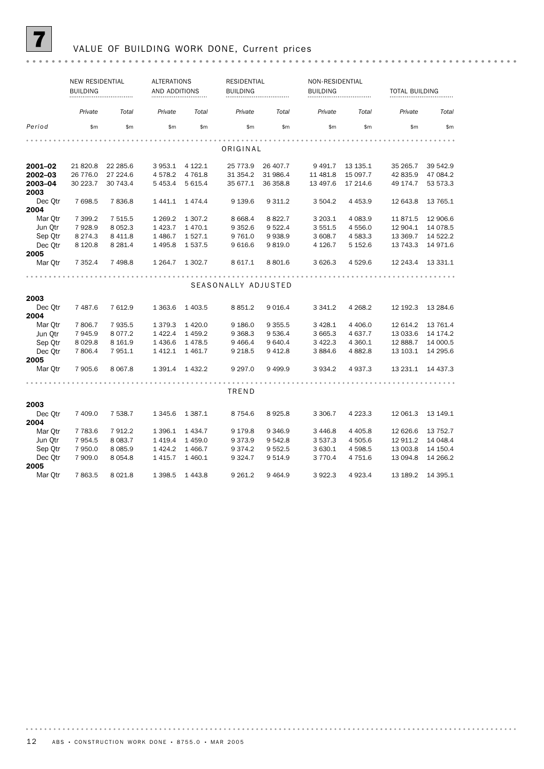# 7 VALUE OF BUILDING WORK DONE, Current prices

| Period | NEW RESIDENTIAL BUILDING | | ALTERATIONS AND ADDITIONS | | RESIDENTIAL BUILDING | | NON-RESIDENTIAL BUILDING | | TOTAL BUILDING | |
|---|---|---|---|---|---|---|---|---|---|---|
| | *Private* | *Total* | *Private* | *Total* | *Private* | *Total* | *Private* | *Total* | *Private* | *Total* |
| | $m | $m | $m | $m | $m | $m | $m | $m | $m | $m |
| **ORIGINAL** | | | | | | | | | | |
| **2001–02** | 21 820.8 | 22 285.6 | 3 953.1 | 4 122.1 | 25 773.9 | 26 407.7 | 9 491.7 | 13 135.1 | 35 265.7 | 39 542.9 |
| **2002–03** | 26 776.0 | 27 224.6 | 4 578.2 | 4 761.8 | 31 354.2 | 31 986.4 | 11 481.8 | 15 097.7 | 42 835.9 | 47 084.2 |
| **2003–04** | 30 223.7 | 30 743.4 | 5 453.4 | 5 615.4 | 35 677.1 | 36 358.8 | 13 497.6 | 17 214.6 | 49 174.7 | 53 573.3 |
| **2003** | | | | | | | | | | |
| Dec Qtr | 7 698.5 | 7 836.8 | 1 441.1 | 1 474.4 | 9 139.6 | 9 311.2 | 3 504.2 | 4 453.9 | 12 643.8 | 13 765.1 |
| **2004** | | | | | | | | | | |
| Mar Qtr | 7 399.2 | 7 515.5 | 1 269.2 | 1 307.2 | 8 668.4 | 8 822.7 | 3 203.1 | 4 083.9 | 11 871.5 | 12 906.6 |
| Jun Qtr | 7 928.9 | 8 052.3 | 1 423.7 | 1 470.1 | 9 352.6 | 9 522.4 | 3 551.5 | 4 556.0 | 12 904.1 | 14 078.5 |
| Sep Qtr | 8 274.3 | 8 411.8 | 1 486.7 | 1 527.1 | 9 761.0 | 9 938.9 | 3 608.7 | 4 583.3 | 13 369.7 | 14 522.2 |
| Dec Qtr | 8 120.8 | 8 281.4 | 1 495.8 | 1 537.5 | 9 616.6 | 9 819.0 | 4 126.7 | 5 152.6 | 13 743.3 | 14 971.6 |
| **2005** | | | | | | | | | | |
| Mar Qtr | 7 352.4 | 7 498.8 | 1 264.7 | 1 302.7 | 8 617.1 | 8 801.6 | 3 626.3 | 4 529.6 | 12 243.4 | 13 331.1 |
| **SEASONALLY ADJUSTED** | | | | | | | | | | |
| **2003** | | | | | | | | | | |
| Dec Qtr | 7 487.6 | 7 612.9 | 1 363.6 | 1 403.5 | 8 851.2 | 9 016.4 | 3 341.2 | 4 268.2 | 12 192.3 | 13 284.6 |
| **2004** | | | | | | | | | | |
| Mar Qtr | 7 806.7 | 7 935.5 | 1 379.3 | 1 420.0 | 9 186.0 | 9 355.5 | 3 428.1 | 4 406.0 | 12 614.2 | 13 761.4 |
| Jun Qtr | 7 945.9 | 8 077.2 | 1 422.4 | 1 459.2 | 9 368.3 | 9 536.4 | 3 665.3 | 4 637.7 | 13 033.6 | 14 174.2 |
| Sep Qtr | 8 029.8 | 8 161.9 | 1 436.6 | 1 478.5 | 9 466.4 | 9 640.4 | 3 422.3 | 4 360.1 | 12 888.7 | 14 000.5 |
| Dec Qtr | 7 806.4 | 7 951.1 | 1 412.1 | 1 461.7 | 9 218.5 | 9 412.8 | 3 884.6 | 4 882.8 | 13 103.1 | 14 295.6 |
| **2005** | | | | | | | | | | |
| Mar Qtr | 7 905.6 | 8 067.8 | 1 391.4 | 1 432.2 | 9 297.0 | 9 499.9 | 3 934.2 | 4 937.3 | 13 231.1 | 14 437.3 |
| **TREND** | | | | | | | | | | |
| **2003** | | | | | | | | | | |
| Dec Qtr | 7 409.0 | 7 538.7 | 1 345.6 | 1 387.1 | 8 754.6 | 8 925.8 | 3 306.7 | 4 223.3 | 12 061.3 | 13 149.1 |
| **2004** | | | | | | | | | | |
| Mar Qtr | 7 783.6 | 7 912.2 | 1 396.1 | 1 434.7 | 9 179.8 | 9 346.9 | 3 446.8 | 4 405.8 | 12 626.6 | 13 752.7 |
| Jun Qtr | 7 954.5 | 8 083.7 | 1 419.4 | 1 459.0 | 9 373.9 | 9 542.8 | 3 537.3 | 4 505.6 | 12 911.2 | 14 048.4 |
| Sep Qtr | 7 950.0 | 8 085.9 | 1 424.2 | 1 466.7 | 9 374.2 | 9 552.5 | 3 630.1 | 4 598.5 | 13 003.8 | 14 150.4 |
| Dec Qtr | 7 909.0 | 8 054.8 | 1 415.7 | 1 460.1 | 9 324.7 | 9 514.9 | 3 770.4 | 4 751.6 | 13 094.8 | 14 266.2 |
| **2005** | | | | | | | | | | |
| Mar Qtr | 7 863.5 | 8 021.8 | 1 398.5 | 1 443.8 | 9 261.2 | 9 464.9 | 3 922.3 | 4 923.4 | 13 189.2 | 14 395.1 |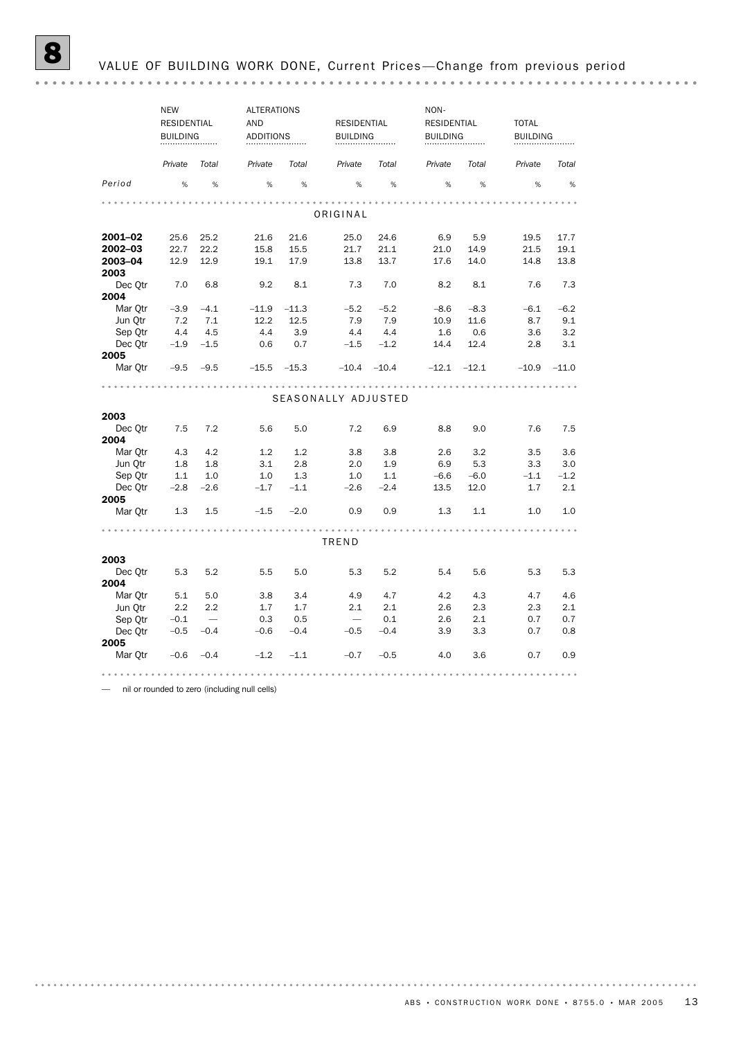# 8 VALUE OF BUILDING WORK DONE, Current Prices—Change from previous period

| | NEW RESIDENTIAL BUILDING | | ALTERATIONS AND ADDITIONS | | RESIDENTIAL BUILDING | | NON-RESIDENTIAL BUILDING | | TOTAL BUILDING | |
|---|---|---|---|---|---|---|---|---|---|---|
| | *Private* | *Total* | *Private* | *Total* | *Private* | *Total* | *Private* | *Total* | *Private* | *Total* |
| *Period* | % | % | % | % | % | % | % | % | % | % |
| **ORIGINAL** | | | | | | | | | | |
| **2001–02** | 25.6 | 25.2 | 21.6 | 21.6 | 25.0 | 24.6 | 6.9 | 5.9 | 19.5 | 17.7 |
| **2002–03** | 22.7 | 22.2 | 15.8 | 15.5 | 21.7 | 21.1 | 21.0 | 14.9 | 21.5 | 19.1 |
| **2003–04** | 12.9 | 12.9 | 19.1 | 17.9 | 13.8 | 13.7 | 17.6 | 14.0 | 14.8 | 13.8 |
| **2003** | | | | | | | | | | |
| Dec Qtr | 7.0 | 6.8 | 9.2 | 8.1 | 7.3 | 7.0 | 8.2 | 8.1 | 7.6 | 7.3 |
| **2004** | | | | | | | | | | |
| Mar Qtr | –3.9 | –4.1 | –11.9 | –11.3 | –5.2 | –5.2 | –8.6 | –8.3 | –6.1 | –6.2 |
| Jun Qtr | 7.2 | 7.1 | 12.2 | 12.5 | 7.9 | 7.9 | 10.9 | 11.6 | 8.7 | 9.1 |
| Sep Qtr | 4.4 | 4.5 | 4.4 | 3.9 | 4.4 | 4.4 | 1.6 | 0.6 | 3.6 | 3.2 |
| Dec Qtr | –1.9 | –1.5 | 0.6 | 0.7 | –1.5 | –1.2 | 14.4 | 12.4 | 2.8 | 3.1 |
| **2005** | | | | | | | | | | |
| Mar Qtr | –9.5 | –9.5 | –15.5 | –15.3 | –10.4 | –10.4 | –12.1 | –12.1 | –10.9 | –11.0 |
| **SEASONALLY ADJUSTED** | | | | | | | | | | |
| **2003** | | | | | | | | | | |
| Dec Qtr | 7.5 | 7.2 | 5.6 | 5.0 | 7.2 | 6.9 | 8.8 | 9.0 | 7.6 | 7.5 |
| **2004** | | | | | | | | | | |
| Mar Qtr | 4.3 | 4.2 | 1.2 | 1.2 | 3.8 | 3.8 | 2.6 | 3.2 | 3.5 | 3.6 |
| Jun Qtr | 1.8 | 1.8 | 3.1 | 2.8 | 2.0 | 1.9 | 6.9 | 5.3 | 3.3 | 3.0 |
| Sep Qtr | 1.1 | 1.0 | 1.0 | 1.3 | 1.0 | 1.1 | –6.6 | –6.0 | –1.1 | –1.2 |
| Dec Qtr | –2.8 | –2.6 | –1.7 | –1.1 | –2.6 | –2.4 | 13.5 | 12.0 | 1.7 | 2.1 |
| **2005** | | | | | | | | | | |
| Mar Qtr | 1.3 | 1.5 | –1.5 | –2.0 | 0.9 | 0.9 | 1.3 | 1.1 | 1.0 | 1.0 |
| **TREND** | | | | | | | | | | |
| **2003** | | | | | | | | | | |
| Dec Qtr | 5.3 | 5.2 | 5.5 | 5.0 | 5.3 | 5.2 | 5.4 | 5.6 | 5.3 | 5.3 |
| **2004** | | | | | | | | | | |
| Mar Qtr | 5.1 | 5.0 | 3.8 | 3.4 | 4.9 | 4.7 | 4.2 | 4.3 | 4.7 | 4.6 |
| Jun Qtr | 2.2 | 2.2 | 1.7 | 1.7 | 2.1 | 2.1 | 2.6 | 2.3 | 2.3 | 2.1 |
| Sep Qtr | –0.1 | — | 0.3 | 0.5 | — | 0.1 | 2.6 | 2.1 | 0.7 | 0.7 |
| Dec Qtr | –0.5 | –0.4 | –0.6 | –0.4 | –0.5 | –0.4 | 3.9 | 3.3 | 0.7 | 0.8 |
| **2005** | | | | | | | | | | |
| Mar Qtr | –0.6 | –0.4 | –1.2 | –1.1 | –0.7 | –0.5 | 4.0 | 3.6 | 0.7 | 0.9 |

— nil or rounded to zero (including null cells)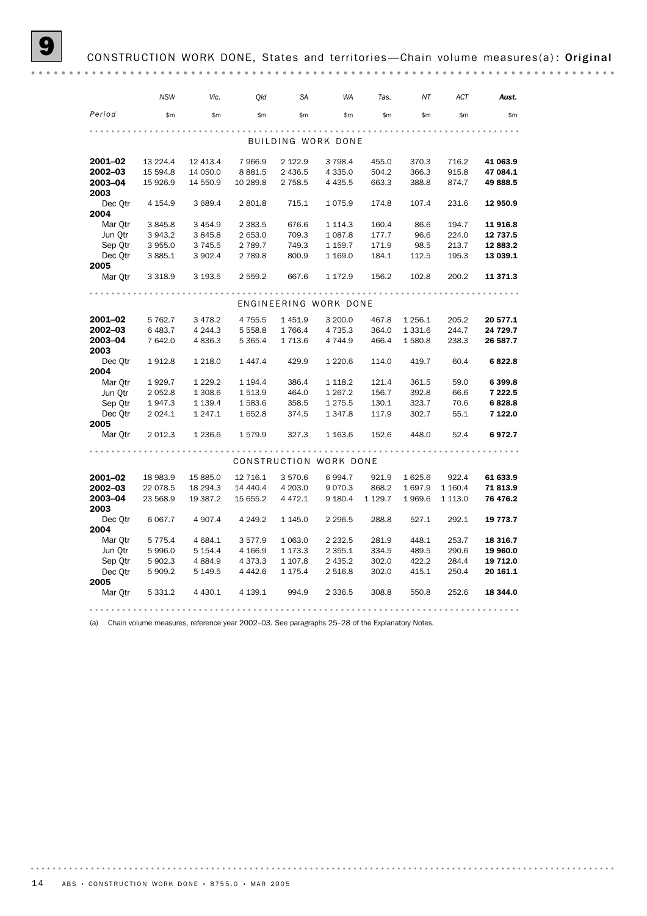# 9 CONSTRUCTION WORK DONE, States and territories—Chain volume measures(a): **Original**

| Period | NSW | Vic. | Qld | SA | WA | Tas. | NT | ACT | Aust. |
|---|---|---|---|---|---|---|---|---|---|
| | $m | $m | $m | $m | $m | $m | $m | $m | $m |
| **BUILDING WORK DONE** | | | | | | | | | |
| **2001–02** | 13 224.4 | 12 413.4 | 7 966.9 | 2 122.9 | 3 798.4 | 455.0 | 370.3 | 716.2 | **41 063.9** |
| **2002–03** | 15 594.8 | 14 050.0 | 8 881.5 | 2 436.5 | 4 335.0 | 504.2 | 366.3 | 915.8 | **47 084.1** |
| **2003–04** | 15 926.9 | 14 550.9 | 10 289.8 | 2 758.5 | 4 435.5 | 663.3 | 388.8 | 874.7 | **49 888.5** |
| **2003** | | | | | | | | | |
| Dec Qtr | 4 154.9 | 3 689.4 | 2 801.8 | 715.1 | 1 075.9 | 174.8 | 107.4 | 231.6 | **12 950.9** |
| **2004** | | | | | | | | | |
| Mar Qtr | 3 845.8 | 3 454.9 | 2 383.5 | 676.6 | 1 114.3 | 160.4 | 86.6 | 194.7 | **11 916.8** |
| Jun Qtr | 3 943.2 | 3 845.8 | 2 653.0 | 709.3 | 1 087.8 | 177.7 | 96.6 | 224.0 | **12 737.5** |
| Sep Qtr | 3 955.0 | 3 745.5 | 2 789.7 | 749.3 | 1 159.7 | 171.9 | 98.5 | 213.7 | **12 883.2** |
| Dec Qtr | 3 885.1 | 3 902.4 | 2 789.8 | 800.9 | 1 169.0 | 184.1 | 112.5 | 195.3 | **13 039.1** |
| **2005** | | | | | | | | | |
| Mar Qtr | 3 318.9 | 3 193.5 | 2 559.2 | 667.6 | 1 172.9 | 156.2 | 102.8 | 200.2 | **11 371.3** |
| **ENGINEERING WORK DONE** | | | | | | | | | |
| **2001–02** | 5 762.7 | 3 478.2 | 4 755.5 | 1 451.9 | 3 200.0 | 467.8 | 1 256.1 | 205.2 | **20 577.1** |
| **2002–03** | 6 483.7 | 4 244.3 | 5 558.8 | 1 766.4 | 4 735.3 | 364.0 | 1 331.6 | 244.7 | **24 729.7** |
| **2003–04** | 7 642.0 | 4 836.3 | 5 365.4 | 1 713.6 | 4 744.9 | 466.4 | 1 580.8 | 238.3 | **26 587.7** |
| **2003** | | | | | | | | | |
| Dec Qtr | 1 912.8 | 1 218.0 | 1 447.4 | 429.9 | 1 220.6 | 114.0 | 419.7 | 60.4 | **6 822.8** |
| **2004** | | | | | | | | | |
| Mar Qtr | 1 929.7 | 1 229.2 | 1 194.4 | 386.4 | 1 118.2 | 121.4 | 361.5 | 59.0 | **6 399.8** |
| Jun Qtr | 2 052.8 | 1 308.6 | 1 513.9 | 464.0 | 1 267.2 | 156.7 | 392.8 | 66.6 | **7 222.5** |
| Sep Qtr | 1 947.3 | 1 139.4 | 1 583.6 | 358.5 | 1 275.5 | 130.1 | 323.7 | 70.6 | **6 828.8** |
| Dec Qtr | 2 024.1 | 1 247.1 | 1 652.8 | 374.5 | 1 347.8 | 117.9 | 302.7 | 55.1 | **7 122.0** |
| **2005** | | | | | | | | | |
| Mar Qtr | 2 012.3 | 1 236.6 | 1 579.9 | 327.3 | 1 163.6 | 152.6 | 448.0 | 52.4 | **6 972.7** |
| **CONSTRUCTION WORK DONE** | | | | | | | | | |
| **2001–02** | 18 983.9 | 15 885.0 | 12 716.1 | 3 570.6 | 6 994.7 | 921.9 | 1 625.6 | 922.4 | **61 633.9** |
| **2002–03** | 22 078.5 | 18 294.3 | 14 440.4 | 4 203.0 | 9 070.3 | 868.2 | 1 697.9 | 1 160.4 | **71 813.9** |
| **2003–04** | 23 568.9 | 19 387.2 | 15 655.2 | 4 472.1 | 9 180.4 | 1 129.7 | 1 969.6 | 1 113.0 | **76 476.2** |
| **2003** | | | | | | | | | |
| Dec Qtr | 6 067.7 | 4 907.4 | 4 249.2 | 1 145.0 | 2 296.5 | 288.8 | 527.1 | 292.1 | **19 773.7** |
| **2004** | | | | | | | | | |
| Mar Qtr | 5 775.4 | 4 684.1 | 3 577.9 | 1 063.0 | 2 232.5 | 281.9 | 448.1 | 253.7 | **18 316.7** |
| Jun Qtr | 5 996.0 | 5 154.4 | 4 166.9 | 1 173.3 | 2 355.1 | 334.5 | 489.5 | 290.6 | **19 960.0** |
| Sep Qtr | 5 902.3 | 4 884.9 | 4 373.3 | 1 107.8 | 2 435.2 | 302.0 | 422.2 | 284.4 | **19 712.0** |
| Dec Qtr | 5 909.2 | 5 149.5 | 4 442.6 | 1 175.4 | 2 516.8 | 302.0 | 415.1 | 250.4 | **20 161.1** |
| **2005** | | | | | | | | | |
| Mar Qtr | 5 331.2 | 4 430.1 | 4 139.1 | 994.9 | 2 336.5 | 308.8 | 550.8 | 252.6 | **18 344.0** |

(a) Chain volume measures, reference year 2002–03. See paragraphs 25–28 of the Explanatory Notes.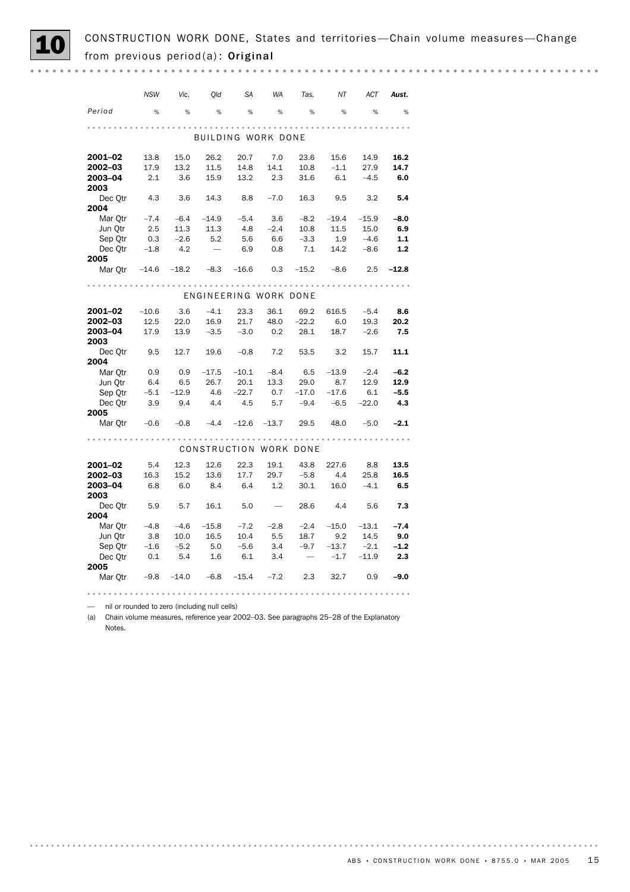## 10 CONSTRUCTION WORK DONE, States and territories—Chain volume measures—Change from previous period(a): **Original**

| Period | NSW | Vic. | Qld | SA | WA | Tas. | NT | ACT | Aust. |
|---|---|---|---|---|---|---|---|---|---|
| | % | % | % | % | % | % | % | % | % |
| **BUILDING WORK DONE** | | | | | | | | | |
| **2001–02** | 13.8 | 15.0 | 26.2 | 20.7 | 7.0 | 23.6 | 15.6 | 14.9 | **16.2** |
| **2002–03** | 17.9 | 13.2 | 11.5 | 14.8 | 14.1 | 10.8 | –1.1 | 27.9 | **14.7** |
| **2003–04** | 2.1 | 3.6 | 15.9 | 13.2 | 2.3 | 31.6 | 6.1 | –4.5 | **6.0** |
| **2003** | | | | | | | | | |
| Dec Qtr | 4.3 | 3.6 | 14.3 | 8.8 | –7.0 | 16.3 | 9.5 | 3.2 | **5.4** |
| **2004** | | | | | | | | | |
| Mar Qtr | –7.4 | –6.4 | –14.9 | –5.4 | 3.6 | –8.2 | –19.4 | –15.9 | **–8.0** |
| Jun Qtr | 2.5 | 11.3 | 11.3 | 4.8 | –2.4 | 10.8 | 11.5 | 15.0 | **6.9** |
| Sep Qtr | 0.3 | –2.6 | 5.2 | 5.6 | 6.6 | –3.3 | 1.9 | –4.6 | **1.1** |
| Dec Qtr | –1.8 | 4.2 | — | 6.9 | 0.8 | 7.1 | 14.2 | –8.6 | **1.2** |
| **2005** | | | | | | | | | |
| Mar Qtr | –14.6 | –18.2 | –8.3 | –16.6 | 0.3 | –15.2 | –8.6 | 2.5 | **–12.8** |
| **ENGINEERING WORK DONE** | | | | | | | | | |
| **2001–02** | –10.6 | 3.6 | –4.1 | 23.3 | 36.1 | 69.2 | 616.5 | –5.4 | **8.6** |
| **2002–03** | 12.5 | 22.0 | 16.9 | 21.7 | 48.0 | –22.2 | 6.0 | 19.3 | **20.2** |
| **2003–04** | 17.9 | 13.9 | –3.5 | –3.0 | 0.2 | 28.1 | 18.7 | –2.6 | **7.5** |
| **2003** | | | | | | | | | |
| Dec Qtr | 9.5 | 12.7 | 19.6 | –0.8 | 7.2 | 53.5 | 3.2 | 15.7 | **11.1** |
| **2004** | | | | | | | | | |
| Mar Qtr | 0.9 | 0.9 | –17.5 | –10.1 | –8.4 | 6.5 | –13.9 | –2.4 | **–6.2** |
| Jun Qtr | 6.4 | 6.5 | 26.7 | 20.1 | 13.3 | 29.0 | 8.7 | 12.9 | **12.9** |
| Sep Qtr | –5.1 | –12.9 | 4.6 | –22.7 | 0.7 | –17.0 | –17.6 | 6.1 | **–5.5** |
| Dec Qtr | 3.9 | 9.4 | 4.4 | 4.5 | 5.7 | –9.4 | –6.5 | –22.0 | **4.3** |
| **2005** | | | | | | | | | |
| Mar Qtr | –0.6 | –0.8 | –4.4 | –12.6 | –13.7 | 29.5 | 48.0 | –5.0 | **–2.1** |
| **CONSTRUCTION WORK DONE** | | | | | | | | | |
| **2001–02** | 5.4 | 12.3 | 12.6 | 22.3 | 19.1 | 43.8 | 227.6 | 8.8 | **13.5** |
| **2002–03** | 16.3 | 15.2 | 13.6 | 17.7 | 29.7 | –5.8 | 4.4 | 25.8 | **16.5** |
| **2003–04** | 6.8 | 6.0 | 8.4 | 6.4 | 1.2 | 30.1 | 16.0 | –4.1 | **6.5** |
| **2003** | | | | | | | | | |
| Dec Qtr | 5.9 | 5.7 | 16.1 | 5.0 | — | 28.6 | 4.4 | 5.6 | **7.3** |
| **2004** | | | | | | | | | |
| Mar Qtr | –4.8 | –4.6 | –15.8 | –7.2 | –2.8 | –2.4 | –15.0 | –13.1 | **–7.4** |
| Jun Qtr | 3.8 | 10.0 | 16.5 | 10.4 | 5.5 | 18.7 | 9.2 | 14.5 | **9.0** |
| Sep Qtr | –1.6 | –5.2 | 5.0 | –5.6 | 3.4 | –9.7 | –13.7 | –2.1 | **–1.2** |
| Dec Qtr | 0.1 | 5.4 | 1.6 | 6.1 | 3.4 | — | –1.7 | –11.9 | **2.3** |
| **2005** | | | | | | | | | |
| Mar Qtr | –9.8 | –14.0 | –6.8 | –15.4 | –7.2 | 2.3 | 32.7 | 0.9 | **–9.0** |

— nil or rounded to zero (including null cells)

(a) Chain volume measures, reference year 2002–03. See paragraphs 25–28 of the Explanatory Notes.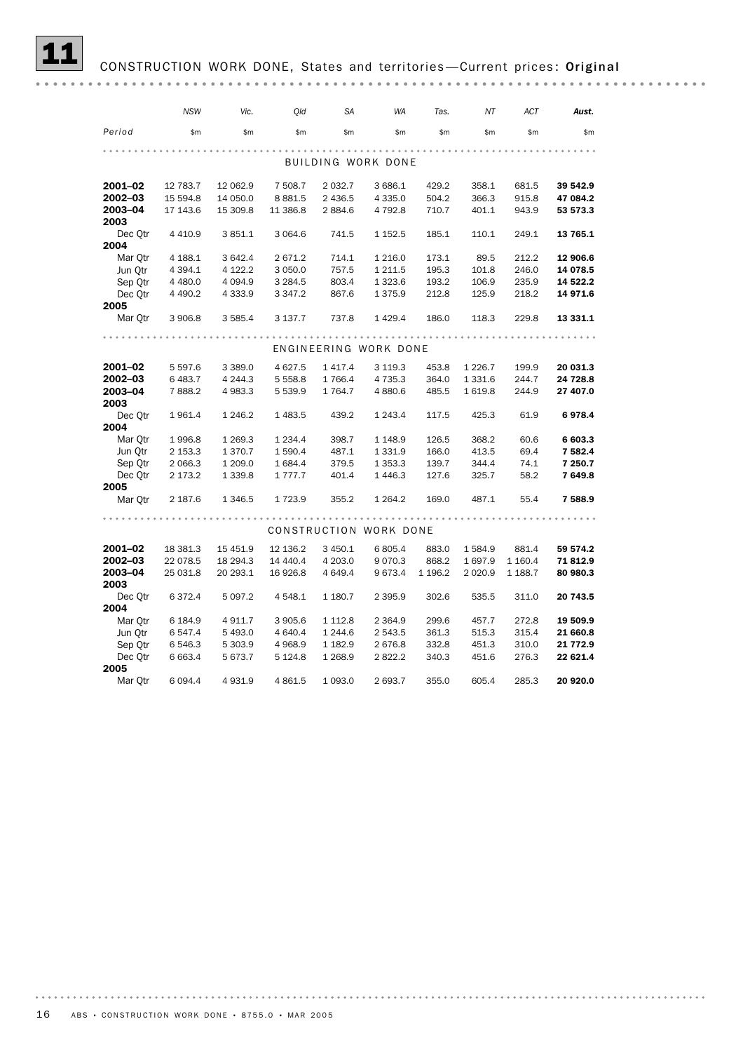## 11 CONSTRUCTION WORK DONE, States and territories—Current prices: Original

| Period | NSW | Vic. | Qld | SA | WA | Tas. | NT | ACT | Aust. |
|---|---|---|---|---|---|---|---|---|---|
| | $m | $m | $m | $m | $m | $m | $m | $m | $m |
| **BUILDING WORK DONE** | | | | | | | | | |
| **2001–02** | 12 783.7 | 12 062.9 | 7 508.7 | 2 032.7 | 3 686.1 | 429.2 | 358.1 | 681.5 | **39 542.9** |
| **2002–03** | 15 594.8 | 14 050.0 | 8 881.5 | 2 436.5 | 4 335.0 | 504.2 | 366.3 | 915.8 | **47 084.2** |
| **2003–04** | 17 143.6 | 15 309.8 | 11 386.8 | 2 884.6 | 4 792.8 | 710.7 | 401.1 | 943.9 | **53 573.3** |
| **2003** | | | | | | | | | |
| Dec Qtr | 4 410.9 | 3 851.1 | 3 064.6 | 741.5 | 1 152.5 | 185.1 | 110.1 | 249.1 | **13 765.1** |
| **2004** | | | | | | | | | |
| Mar Qtr | 4 188.1 | 3 642.4 | 2 671.2 | 714.1 | 1 216.0 | 173.1 | 89.5 | 212.2 | **12 906.6** |
| Jun Qtr | 4 394.1 | 4 122.2 | 3 050.0 | 757.5 | 1 211.5 | 195.3 | 101.8 | 246.0 | **14 078.5** |
| Sep Qtr | 4 480.0 | 4 094.9 | 3 284.5 | 803.4 | 1 323.6 | 193.2 | 106.9 | 235.9 | **14 522.2** |
| Dec Qtr | 4 490.2 | 4 333.9 | 3 347.2 | 867.6 | 1 375.9 | 212.8 | 125.9 | 218.2 | **14 971.6** |
| **2005** | | | | | | | | | |
| Mar Qtr | 3 906.8 | 3 585.4 | 3 137.7 | 737.8 | 1 429.4 | 186.0 | 118.3 | 229.8 | **13 331.1** |
| **ENGINEERING WORK DONE** | | | | | | | | | |
| **2001–02** | 5 597.6 | 3 389.0 | 4 627.5 | 1 417.4 | 3 119.3 | 453.8 | 1 226.7 | 199.9 | **20 031.3** |
| **2002–03** | 6 483.7 | 4 244.3 | 5 558.8 | 1 766.4 | 4 735.3 | 364.0 | 1 331.6 | 244.7 | **24 728.8** |
| **2003–04** | 7 888.2 | 4 983.3 | 5 539.9 | 1 764.7 | 4 880.6 | 485.5 | 1 619.8 | 244.9 | **27 407.0** |
| **2003** | | | | | | | | | |
| Dec Qtr | 1 961.4 | 1 246.2 | 1 483.5 | 439.2 | 1 243.4 | 117.5 | 425.3 | 61.9 | **6 978.4** |
| **2004** | | | | | | | | | |
| Mar Qtr | 1 996.8 | 1 269.3 | 1 234.4 | 398.7 | 1 148.9 | 126.5 | 368.2 | 60.6 | **6 603.3** |
| Jun Qtr | 2 153.3 | 1 370.7 | 1 590.4 | 487.1 | 1 331.9 | 166.0 | 413.5 | 69.4 | **7 582.4** |
| Sep Qtr | 2 066.3 | 1 209.0 | 1 684.4 | 379.5 | 1 353.3 | 139.7 | 344.4 | 74.1 | **7 250.7** |
| Dec Qtr | 2 173.2 | 1 339.8 | 1 777.7 | 401.4 | 1 446.3 | 127.6 | 325.7 | 58.2 | **7 649.8** |
| **2005** | | | | | | | | | |
| Mar Qtr | 2 187.6 | 1 346.5 | 1 723.9 | 355.2 | 1 264.2 | 169.0 | 487.1 | 55.4 | **7 588.9** |
| **CONSTRUCTION WORK DONE** | | | | | | | | | |
| **2001–02** | 18 381.3 | 15 451.9 | 12 136.2 | 3 450.1 | 6 805.4 | 883.0 | 1 584.9 | 881.4 | **59 574.2** |
| **2002–03** | 22 078.5 | 18 294.3 | 14 440.4 | 4 203.0 | 9 070.3 | 868.2 | 1 697.9 | 1 160.4 | **71 812.9** |
| **2003–04** | 25 031.8 | 20 293.1 | 16 926.8 | 4 649.4 | 9 673.4 | 1 196.2 | 2 020.9 | 1 188.7 | **80 980.3** |
| **2003** | | | | | | | | | |
| Dec Qtr | 6 372.4 | 5 097.2 | 4 548.1 | 1 180.7 | 2 395.9 | 302.6 | 535.5 | 311.0 | **20 743.5** |
| **2004** | | | | | | | | | |
| Mar Qtr | 6 184.9 | 4 911.7 | 3 905.6 | 1 112.8 | 2 364.9 | 299.6 | 457.7 | 272.8 | **19 509.9** |
| Jun Qtr | 6 547.4 | 5 493.0 | 4 640.4 | 1 244.6 | 2 543.5 | 361.3 | 515.3 | 315.4 | **21 660.8** |
| Sep Qtr | 6 546.3 | 5 303.9 | 4 968.9 | 1 182.9 | 2 676.8 | 332.8 | 451.3 | 310.0 | **21 772.9** |
| Dec Qtr | 6 663.4 | 5 673.7 | 5 124.8 | 1 268.9 | 2 822.2 | 340.3 | 451.6 | 276.3 | **22 621.4** |
| **2005** | | | | | | | | | |
| Mar Qtr | 6 094.4 | 4 931.9 | 4 861.5 | 1 093.0 | 2 693.7 | 355.0 | 605.4 | 285.3 | **20 920.0** |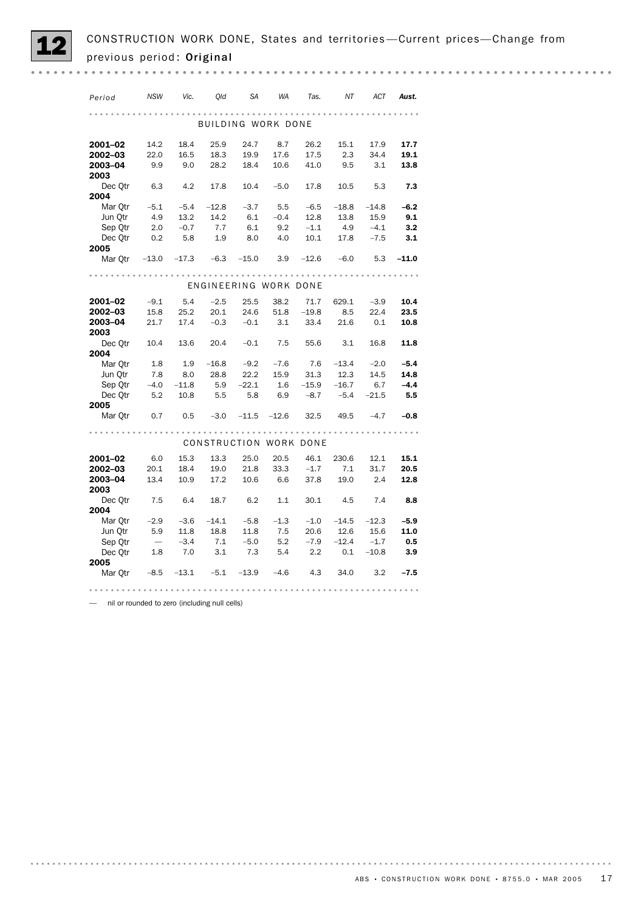## 12 CONSTRUCTION WORK DONE, States and territories—Current prices—Change from previous period: **Original**

| Period | NSW | Vic. | Qld | SA | WA | Tas. | NT | ACT | Aust. |
|---|---|---|---|---|---|---|---|---|---|
| | | | | BUILDING WORK DONE | | | | | |
| **2001–02** | 14.2 | 18.4 | 25.9 | 24.7 | 8.7 | 26.2 | 15.1 | 17.9 | **17.7** |
| **2002–03** | 22.0 | 16.5 | 18.3 | 19.9 | 17.6 | 17.5 | 2.3 | 34.4 | **19.1** |
| **2003–04** | 9.9 | 9.0 | 28.2 | 18.4 | 10.6 | 41.0 | 9.5 | 3.1 | **13.8** |
| **2003** | | | | | | | | | |
| Dec Qtr | 6.3 | 4.2 | 17.8 | 10.4 | –5.0 | 17.8 | 10.5 | 5.3 | **7.3** |
| **2004** | | | | | | | | | |
| Mar Qtr | –5.1 | –5.4 | –12.8 | –3.7 | 5.5 | –6.5 | –18.8 | –14.8 | **–6.2** |
| Jun Qtr | 4.9 | 13.2 | 14.2 | 6.1 | –0.4 | 12.8 | 13.8 | 15.9 | **9.1** |
| Sep Qtr | 2.0 | –0.7 | 7.7 | 6.1 | 9.2 | –1.1 | 4.9 | –4.1 | **3.2** |
| Dec Qtr | 0.2 | 5.8 | 1.9 | 8.0 | 4.0 | 10.1 | 17.8 | –7.5 | **3.1** |
| **2005** | | | | | | | | | |
| Mar Qtr | –13.0 | –17.3 | –6.3 | –15.0 | 3.9 | –12.6 | –6.0 | 5.3 | **–11.0** |
| | | | | ENGINEERING WORK DONE | | | | | |
| **2001–02** | –9.1 | 5.4 | –2.5 | 25.5 | 38.2 | 71.7 | 629.1 | –3.9 | **10.4** |
| **2002–03** | 15.8 | 25.2 | 20.1 | 24.6 | 51.8 | –19.8 | 8.5 | 22.4 | **23.5** |
| **2003–04** | 21.7 | 17.4 | –0.3 | –0.1 | 3.1 | 33.4 | 21.6 | 0.1 | **10.8** |
| **2003** | | | | | | | | | |
| Dec Qtr | 10.4 | 13.6 | 20.4 | –0.1 | 7.5 | 55.6 | 3.1 | 16.8 | **11.8** |
| **2004** | | | | | | | | | |
| Mar Qtr | 1.8 | 1.9 | –16.8 | –9.2 | –7.6 | 7.6 | –13.4 | –2.0 | **–5.4** |
| Jun Qtr | 7.8 | 8.0 | 28.8 | 22.2 | 15.9 | 31.3 | 12.3 | 14.5 | **14.8** |
| Sep Qtr | –4.0 | –11.8 | 5.9 | –22.1 | 1.6 | –15.9 | –16.7 | 6.7 | **–4.4** |
| Dec Qtr | 5.2 | 10.8 | 5.5 | 5.8 | 6.9 | –8.7 | –5.4 | –21.5 | **5.5** |
| **2005** | | | | | | | | | |
| Mar Qtr | 0.7 | 0.5 | –3.0 | –11.5 | –12.6 | 32.5 | 49.5 | –4.7 | **–0.8** |
| | | | | CONSTRUCTION WORK DONE | | | | | |
| **2001–02** | 6.0 | 15.3 | 13.3 | 25.0 | 20.5 | 46.1 | 230.6 | 12.1 | **15.1** |
| **2002–03** | 20.1 | 18.4 | 19.0 | 21.8 | 33.3 | –1.7 | 7.1 | 31.7 | **20.5** |
| **2003–04** | 13.4 | 10.9 | 17.2 | 10.6 | 6.6 | 37.8 | 19.0 | 2.4 | **12.8** |
| **2003** | | | | | | | | | |
| Dec Qtr | 7.5 | 6.4 | 18.7 | 6.2 | 1.1 | 30.1 | 4.5 | 7.4 | **8.8** |
| **2004** | | | | | | | | | |
| Mar Qtr | –2.9 | –3.6 | –14.1 | –5.8 | –1.3 | –1.0 | –14.5 | –12.3 | **–5.9** |
| Jun Qtr | 5.9 | 11.8 | 18.8 | 11.8 | 7.5 | 20.6 | 12.6 | 15.6 | **11.0** |
| Sep Qtr | — | –3.4 | 7.1 | –5.0 | 5.2 | –7.9 | –12.4 | –1.7 | **0.5** |
| Dec Qtr | 1.8 | 7.0 | 3.1 | 7.3 | 5.4 | 2.2 | 0.1 | –10.8 | **3.9** |
| **2005** | | | | | | | | | |
| Mar Qtr | –8.5 | –13.1 | –5.1 | –13.9 | –4.6 | 4.3 | 34.0 | 3.2 | **–7.5** |

— nil or rounded to zero (including null cells)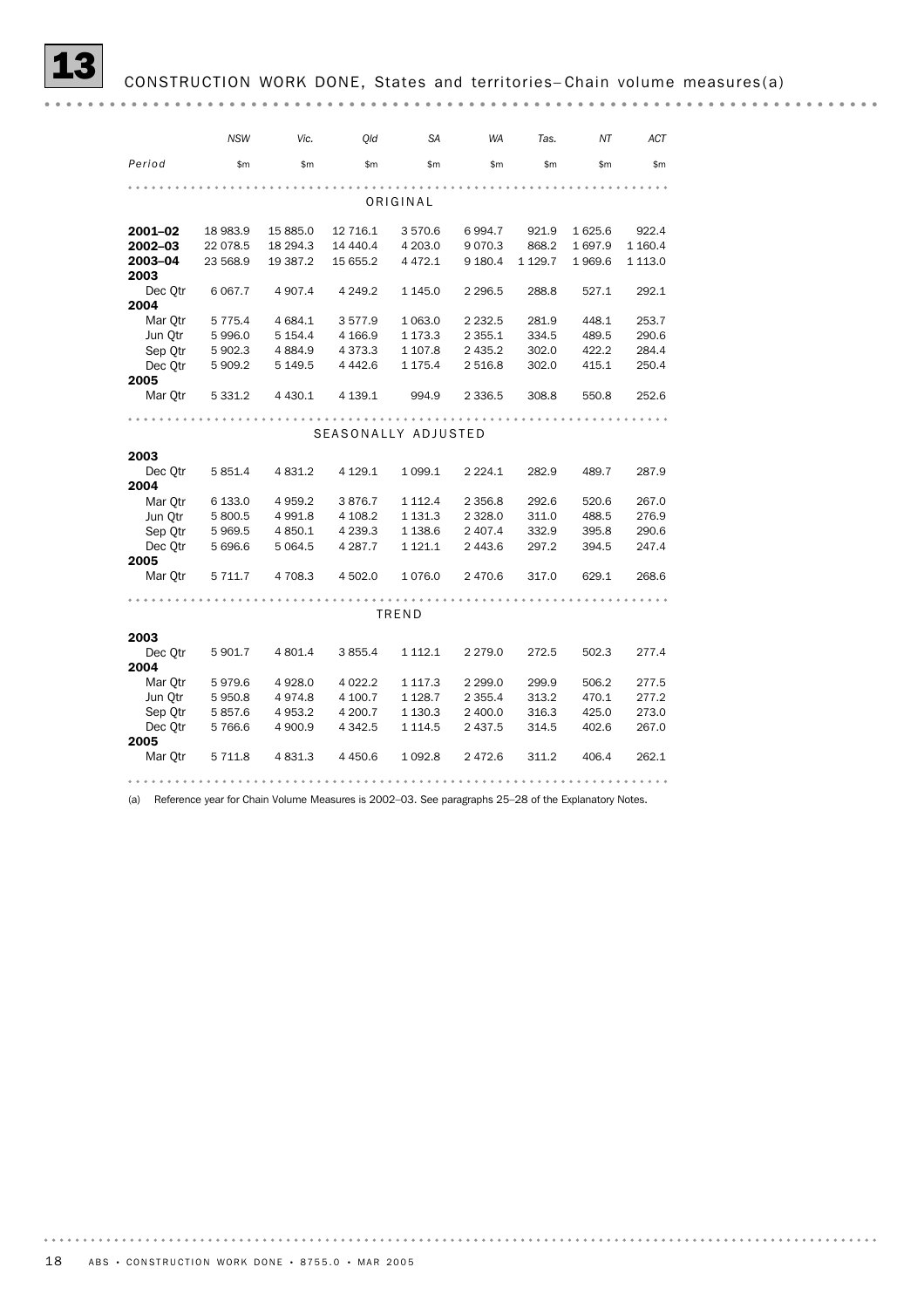## 13 CONSTRUCTION WORK DONE, States and territories—Chain volume measures(a)

| Period | NSW | Vic. | Qld | SA | WA | Tas. | NT | ACT |
|---|---|---|---|---|---|---|---|---|
| | $m | $m | $m | $m | $m | $m | $m | $m |
| **ORIGINAL** | | | | | | | | |
| **2001–02** | 18 983.9 | 15 885.0 | 12 716.1 | 3 570.6 | 6 994.7 | 921.9 | 1 625.6 | 922.4 |
| **2002–03** | 22 078.5 | 18 294.3 | 14 440.4 | 4 203.0 | 9 070.3 | 868.2 | 1 697.9 | 1 160.4 |
| **2003–04** | 23 568.9 | 19 387.2 | 15 655.2 | 4 472.1 | 9 180.4 | 1 129.7 | 1 969.6 | 1 113.0 |
| **2003** | | | | | | | | |
| Dec Qtr | 6 067.7 | 4 907.4 | 4 249.2 | 1 145.0 | 2 296.5 | 288.8 | 527.1 | 292.1 |
| **2004** | | | | | | | | |
| Mar Qtr | 5 775.4 | 4 684.1 | 3 577.9 | 1 063.0 | 2 232.5 | 281.9 | 448.1 | 253.7 |
| Jun Qtr | 5 996.0 | 5 154.4 | 4 166.9 | 1 173.3 | 2 355.1 | 334.5 | 489.5 | 290.6 |
| Sep Qtr | 5 902.3 | 4 884.9 | 4 373.3 | 1 107.8 | 2 435.2 | 302.0 | 422.2 | 284.4 |
| Dec Qtr | 5 909.2 | 5 149.5 | 4 442.6 | 1 175.4 | 2 516.8 | 302.0 | 415.1 | 250.4 |
| **2005** | | | | | | | | |
| Mar Qtr | 5 331.2 | 4 430.1 | 4 139.1 | 994.9 | 2 336.5 | 308.8 | 550.8 | 252.6 |
| **SEASONALLY ADJUSTED** | | | | | | | | |
| **2003** | | | | | | | | |
| Dec Qtr | 5 851.4 | 4 831.2 | 4 129.1 | 1 099.1 | 2 224.1 | 282.9 | 489.7 | 287.9 |
| **2004** | | | | | | | | |
| Mar Qtr | 6 133.0 | 4 959.2 | 3 876.7 | 1 112.4 | 2 356.8 | 292.6 | 520.6 | 267.0 |
| Jun Qtr | 5 800.5 | 4 991.8 | 4 108.2 | 1 131.3 | 2 328.0 | 311.0 | 488.5 | 276.9 |
| Sep Qtr | 5 969.5 | 4 850.1 | 4 239.3 | 1 138.6 | 2 407.4 | 332.9 | 395.8 | 290.6 |
| Dec Qtr | 5 696.6 | 5 064.5 | 4 287.7 | 1 121.1 | 2 443.6 | 297.2 | 394.5 | 247.4 |
| **2005** | | | | | | | | |
| Mar Qtr | 5 711.7 | 4 708.3 | 4 502.0 | 1 076.0 | 2 470.6 | 317.0 | 629.1 | 268.6 |
| **TREND** | | | | | | | | |
| **2003** | | | | | | | | |
| Dec Qtr | 5 901.7 | 4 801.4 | 3 855.4 | 1 112.1 | 2 279.0 | 272.5 | 502.3 | 277.4 |
| **2004** | | | | | | | | |
| Mar Qtr | 5 979.6 | 4 928.0 | 4 022.2 | 1 117.3 | 2 299.0 | 299.9 | 506.2 | 277.5 |
| Jun Qtr | 5 950.8 | 4 974.8 | 4 100.7 | 1 128.7 | 2 355.4 | 313.2 | 470.1 | 277.2 |
| Sep Qtr | 5 857.6 | 4 953.2 | 4 200.7 | 1 130.3 | 2 400.0 | 316.3 | 425.0 | 273.0 |
| Dec Qtr | 5 766.6 | 4 900.9 | 4 342.5 | 1 114.5 | 2 437.5 | 314.5 | 402.6 | 267.0 |
| **2005** | | | | | | | | |
| Mar Qtr | 5 711.8 | 4 831.3 | 4 450.6 | 1 092.8 | 2 472.6 | 311.2 | 406.4 | 262.1 |

(a) Reference year for Chain Volume Measures is 2002–03. See paragraphs 25–28 of the Explanatory Notes.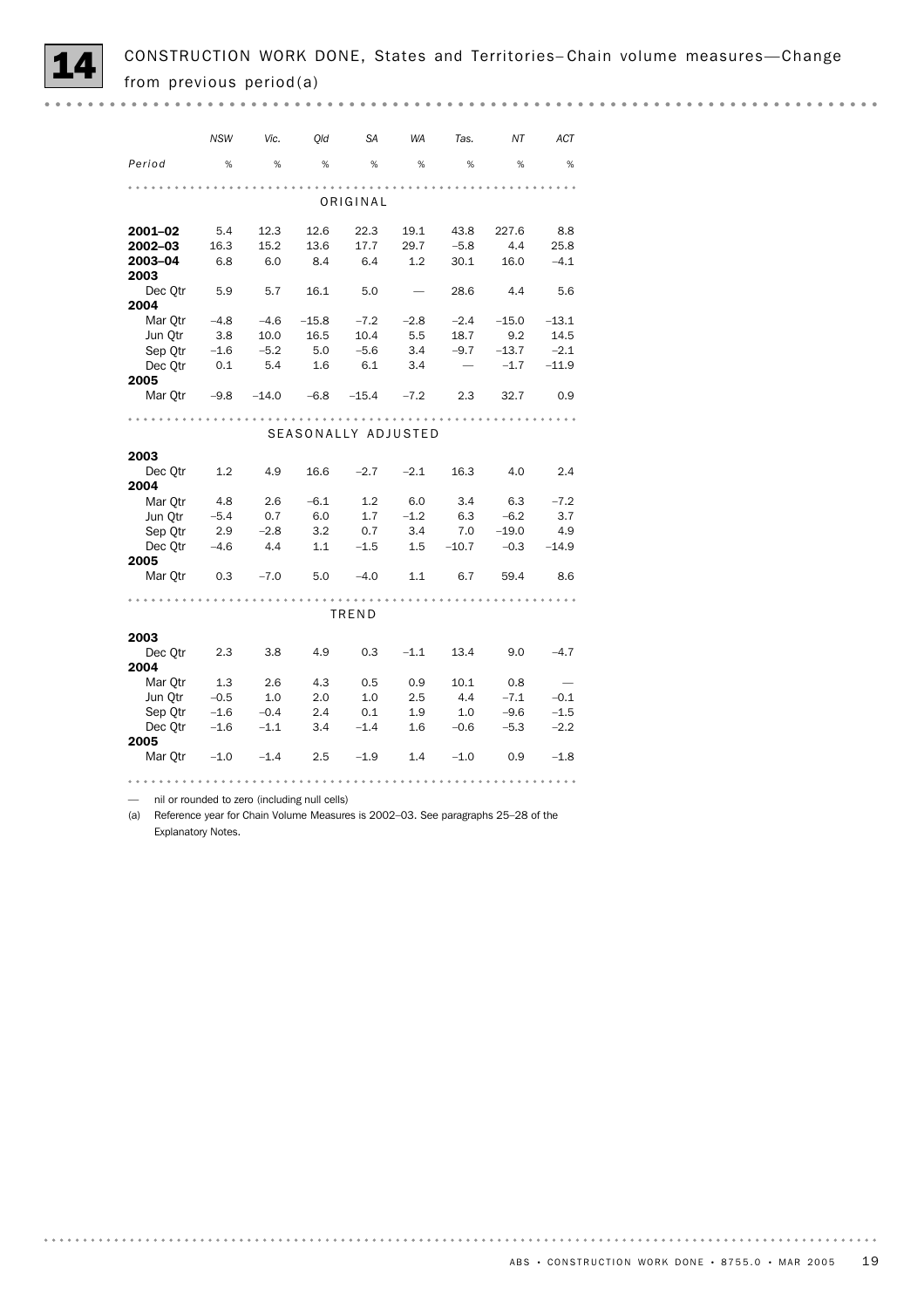## 14 CONSTRUCTION WORK DONE, States and Territories– Chain volume measures—Change from previous period(a)

| Period | NSW | Vic. | Qld | SA | WA | Tas. | NT | ACT |
|---|---|---|---|---|---|---|---|---|
| | % | % | % | % | % | % | % | % |
| **ORIGINAL** | | | | | | | | |
| **2001–02** | 5.4 | 12.3 | 12.6 | 22.3 | 19.1 | 43.8 | 227.6 | 8.8 |
| **2002–03** | 16.3 | 15.2 | 13.6 | 17.7 | 29.7 | –5.8 | 4.4 | 25.8 |
| **2003–04** | 6.8 | 6.0 | 8.4 | 6.4 | 1.2 | 30.1 | 16.0 | –4.1 |
| **2003** | | | | | | | | |
| Dec Qtr | 5.9 | 5.7 | 16.1 | 5.0 | — | 28.6 | 4.4 | 5.6 |
| **2004** | | | | | | | | |
| Mar Qtr | –4.8 | –4.6 | –15.8 | –7.2 | –2.8 | –2.4 | –15.0 | –13.1 |
| Jun Qtr | 3.8 | 10.0 | 16.5 | 10.4 | 5.5 | 18.7 | 9.2 | 14.5 |
| Sep Qtr | –1.6 | –5.2 | 5.0 | –5.6 | 3.4 | –9.7 | –13.7 | –2.1 |
| Dec Qtr | 0.1 | 5.4 | 1.6 | 6.1 | 3.4 | — | –1.7 | –11.9 |
| **2005** | | | | | | | | |
| Mar Qtr | –9.8 | –14.0 | –6.8 | –15.4 | –7.2 | 2.3 | 32.7 | 0.9 |
| **SEASONALLY ADJUSTED** | | | | | | | | |
| **2003** | | | | | | | | |
| Dec Qtr | 1.2 | 4.9 | 16.6 | –2.7 | –2.1 | 16.3 | 4.0 | 2.4 |
| **2004** | | | | | | | | |
| Mar Qtr | 4.8 | 2.6 | –6.1 | 1.2 | 6.0 | 3.4 | 6.3 | –7.2 |
| Jun Qtr | –5.4 | 0.7 | 6.0 | 1.7 | –1.2 | 6.3 | –6.2 | 3.7 |
| Sep Qtr | 2.9 | –2.8 | 3.2 | 0.7 | 3.4 | 7.0 | –19.0 | 4.9 |
| Dec Qtr | –4.6 | 4.4 | 1.1 | –1.5 | 1.5 | –10.7 | –0.3 | –14.9 |
| **2005** | | | | | | | | |
| Mar Qtr | 0.3 | –7.0 | 5.0 | –4.0 | 1.1 | 6.7 | 59.4 | 8.6 |
| **TREND** | | | | | | | | |
| **2003** | | | | | | | | |
| Dec Qtr | 2.3 | 3.8 | 4.9 | 0.3 | –1.1 | 13.4 | 9.0 | –4.7 |
| **2004** | | | | | | | | |
| Mar Qtr | 1.3 | 2.6 | 4.3 | 0.5 | 0.9 | 10.1 | 0.8 | — |
| Jun Qtr | –0.5 | 1.0 | 2.0 | 1.0 | 2.5 | 4.4 | –7.1 | –0.1 |
| Sep Qtr | –1.6 | –0.4 | 2.4 | 0.1 | 1.9 | 1.0 | –9.6 | –1.5 |
| Dec Qtr | –1.6 | –1.1 | 3.4 | –1.4 | 1.6 | –0.6 | –5.3 | –2.2 |
| **2005** | | | | | | | | |
| Mar Qtr | –1.0 | –1.4 | 2.5 | –1.9 | 1.4 | –1.0 | 0.9 | –1.8 |

— nil or rounded to zero (including null cells)

(a) Reference year for Chain Volume Measures is 2002–03. See paragraphs 25–28 of the Explanatory Notes.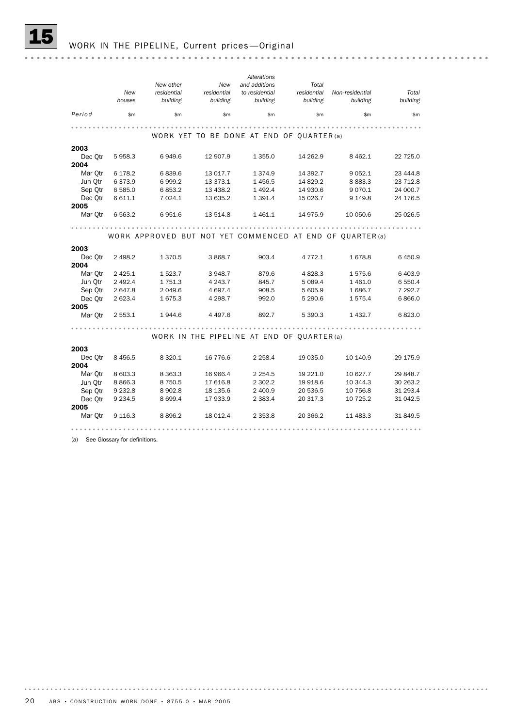## 15 WORK IN THE PIPELINE, Current prices—Original

| Period | New houses | New other residential building | New residential building | Alterations and additions to residential building | Total residential building | Non-residential building | Total building |
|---|---|---|---|---|---|---|---|
| | $m | $m | $m | $m | $m | $m | $m |
| **WORK YET TO BE DONE AT END OF QUARTER (a)** | | | | | | | |
| **2003** | | | | | | | |
| Dec Qtr | 5 958.3 | 6 949.6 | 12 907.9 | 1 355.0 | 14 262.9 | 8 462.1 | 22 725.0 |
| **2004** | | | | | | | |
| Mar Qtr | 6 178.2 | 6 839.6 | 13 017.7 | 1 374.9 | 14 392.7 | 9 052.1 | 23 444.8 |
| Jun Qtr | 6 373.9 | 6 999.2 | 13 373.1 | 1 456.5 | 14 829.2 | 8 883.3 | 23 712.8 |
| Sep Qtr | 6 585.0 | 6 853.2 | 13 438.2 | 1 492.4 | 14 930.6 | 9 070.1 | 24 000.7 |
| Dec Qtr | 6 611.1 | 7 024.1 | 13 635.2 | 1 391.4 | 15 026.7 | 9 149.8 | 24 176.5 |
| **2005** | | | | | | | |
| Mar Qtr | 6 563.2 | 6 951.6 | 13 514.8 | 1 461.1 | 14 975.9 | 10 050.6 | 25 026.5 |
| **WORK APPROVED BUT NOT YET COMMENCED AT END OF QUARTER (a)** | | | | | | | |
| **2003** | | | | | | | |
| Dec Qtr | 2 498.2 | 1 370.5 | 3 868.7 | 903.4 | 4 772.1 | 1 678.8 | 6 450.9 |
| **2004** | | | | | | | |
| Mar Qtr | 2 425.1 | 1 523.7 | 3 948.7 | 879.6 | 4 828.3 | 1 575.6 | 6 403.9 |
| Jun Qtr | 2 492.4 | 1 751.3 | 4 243.7 | 845.7 | 5 089.4 | 1 461.0 | 6 550.4 |
| Sep Qtr | 2 647.8 | 2 049.6 | 4 697.4 | 908.5 | 5 605.9 | 1 686.7 | 7 292.7 |
| Dec Qtr | 2 623.4 | 1 675.3 | 4 298.7 | 992.0 | 5 290.6 | 1 575.4 | 6 866.0 |
| **2005** | | | | | | | |
| Mar Qtr | 2 553.1 | 1 944.6 | 4 497.6 | 892.7 | 5 390.3 | 1 432.7 | 6 823.0 |
| **WORK IN THE PIPELINE AT END OF QUARTER (a)** | | | | | | | |
| **2003** | | | | | | | |
| Dec Qtr | 8 456.5 | 8 320.1 | 16 776.6 | 2 258.4 | 19 035.0 | 10 140.9 | 29 175.9 |
| **2004** | | | | | | | |
| Mar Qtr | 8 603.3 | 8 363.3 | 16 966.4 | 2 254.5 | 19 221.0 | 10 627.7 | 29 848.7 |
| Jun Qtr | 8 866.3 | 8 750.5 | 17 616.8 | 2 302.2 | 19 918.6 | 10 344.3 | 30 263.2 |
| Sep Qtr | 9 232.8 | 8 902.8 | 18 135.6 | 2 400.9 | 20 536.5 | 10 756.8 | 31 293.4 |
| Dec Qtr | 9 234.5 | 8 699.4 | 17 933.9 | 2 383.4 | 20 317.3 | 10 725.2 | 31 042.5 |
| **2005** | | | | | | | |
| Mar Qtr | 9 116.3 | 8 896.2 | 18 012.4 | 2 353.8 | 20 366.2 | 11 483.3 | 31 849.5 |

(a) See Glossary for definitions.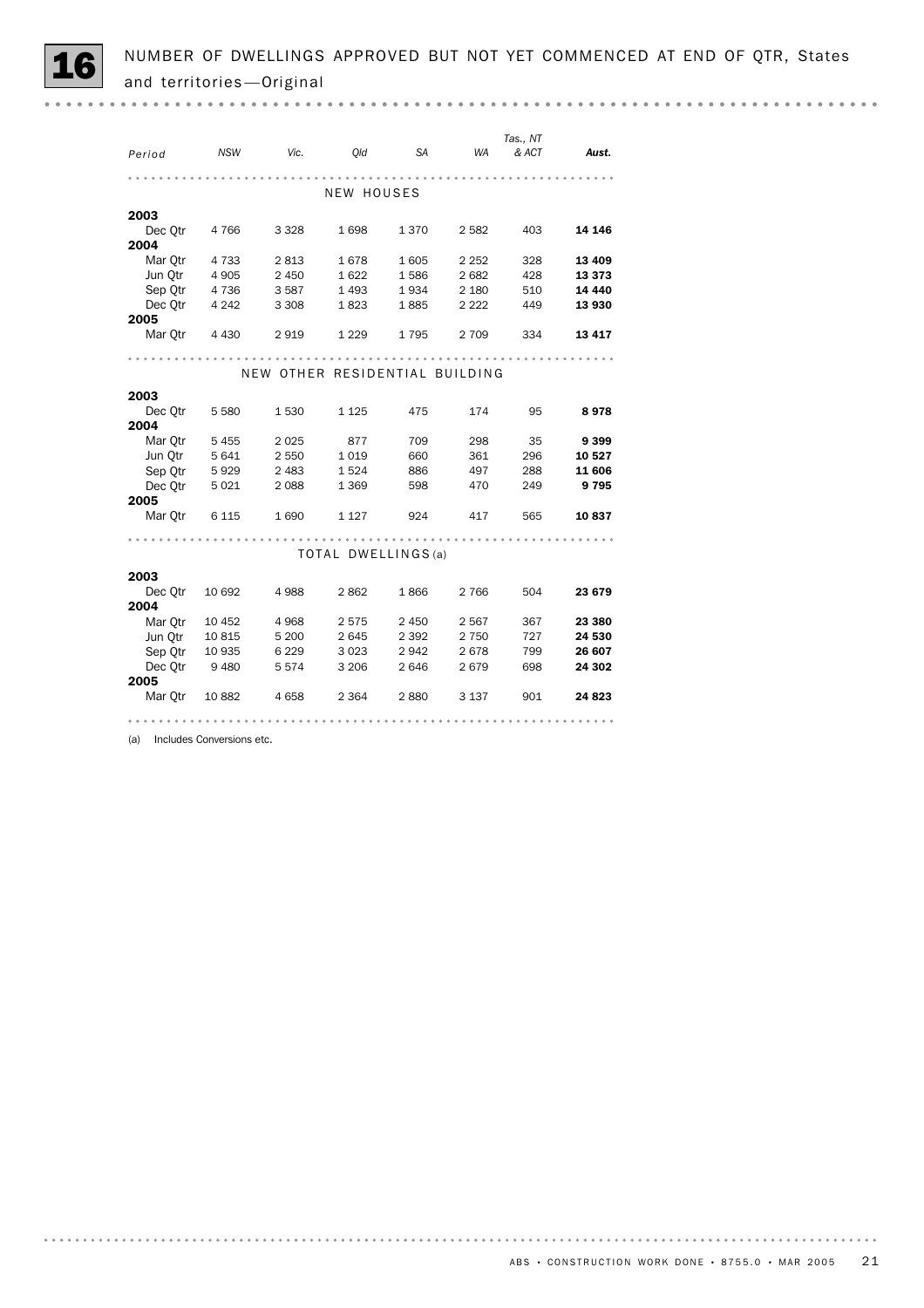## 16 NUMBER OF DWELLINGS APPROVED BUT NOT YET COMMENCED AT END OF QTR, States and territories—Original

| Period | NSW | Vic. | Qld | SA | WA | Tas., NT & ACT | Aust. |
|---|---|---|---|---|---|---|---|
| | | | NEW HOUSES | | | | |
| **2003** | | | | | | | |
| Dec Qtr | 4 766 | 3 328 | 1 698 | 1 370 | 2 582 | 403 | **14 146** |
| **2004** | | | | | | | |
| Mar Qtr | 4 733 | 2 813 | 1 678 | 1 605 | 2 252 | 328 | **13 409** |
| Jun Qtr | 4 905 | 2 450 | 1 622 | 1 586 | 2 682 | 428 | **13 373** |
| Sep Qtr | 4 736 | 3 587 | 1 493 | 1 934 | 2 180 | 510 | **14 440** |
| Dec Qtr | 4 242 | 3 308 | 1 823 | 1 885 | 2 222 | 449 | **13 930** |
| **2005** | | | | | | | |
| Mar Qtr | 4 430 | 2 919 | 1 229 | 1 795 | 2 709 | 334 | **13 417** |
| | | | NEW OTHER RESIDENTIAL BUILDING | | | | |
| **2003** | | | | | | | |
| Dec Qtr | 5 580 | 1 530 | 1 125 | 475 | 174 | 95 | **8 978** |
| **2004** | | | | | | | |
| Mar Qtr | 5 455 | 2 025 | 877 | 709 | 298 | 35 | **9 399** |
| Jun Qtr | 5 641 | 2 550 | 1 019 | 660 | 361 | 296 | **10 527** |
| Sep Qtr | 5 929 | 2 483 | 1 524 | 886 | 497 | 288 | **11 606** |
| Dec Qtr | 5 021 | 2 088 | 1 369 | 598 | 470 | 249 | **9 795** |
| **2005** | | | | | | | |
| Mar Qtr | 6 115 | 1 690 | 1 127 | 924 | 417 | 565 | **10 837** |
| | | | TOTAL DWELLINGS(a) | | | | |
| **2003** | | | | | | | |
| Dec Qtr | 10 692 | 4 988 | 2 862 | 1 866 | 2 766 | 504 | **23 679** |
| **2004** | | | | | | | |
| Mar Qtr | 10 452 | 4 968 | 2 575 | 2 450 | 2 567 | 367 | **23 380** |
| Jun Qtr | 10 815 | 5 200 | 2 645 | 2 392 | 2 750 | 727 | **24 530** |
| Sep Qtr | 10 935 | 6 229 | 3 023 | 2 942 | 2 678 | 799 | **26 607** |
| Dec Qtr | 9 480 | 5 574 | 3 206 | 2 646 | 2 679 | 698 | **24 302** |
| **2005** | | | | | | | |
| Mar Qtr | 10 882 | 4 658 | 2 364 | 2 880 | 3 137 | 901 | **24 823** |

(a) Includes Conversions etc.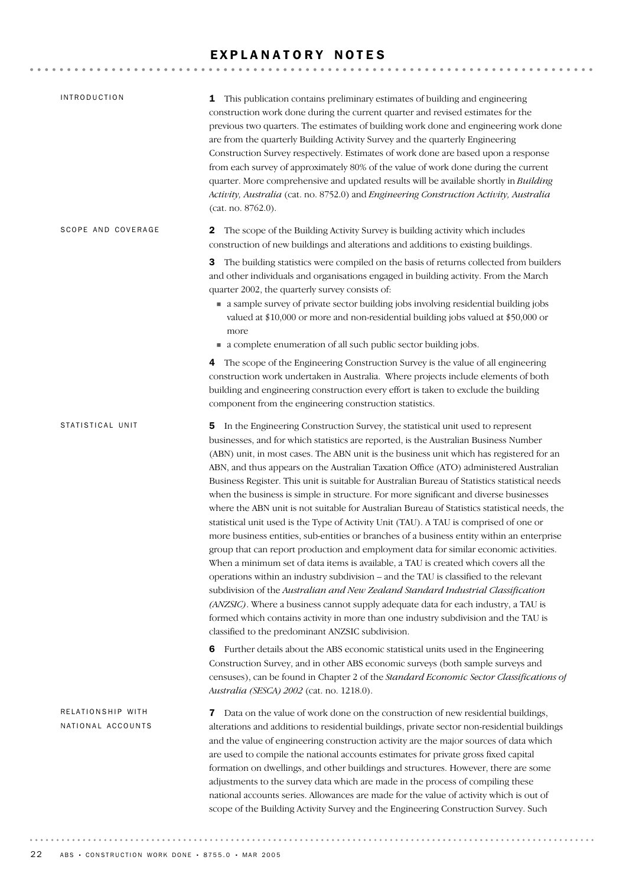# EXPLANATORY NOTES

## INTRODUCTION

**1** This publication contains preliminary estimates of building and engineering construction work done during the current quarter and revised estimates for the previous two quarters. The estimates of building work done and engineering work done are from the quarterly Building Activity Survey and the quarterly Engineering Construction Survey respectively. Estimates of work done are based upon a response from each survey of approximately 80% of the value of work done during the current quarter. More comprehensive and updated results will be available shortly in *Building Activity, Australia* (cat. no. 8752.0) and *Engineering Construction Activity, Australia* (cat. no. 8762.0).

## SCOPE AND COVERAGE

**2** The scope of the Building Activity Survey is building activity which includes construction of new buildings and alterations and additions to existing buildings.

**3** The building statistics were compiled on the basis of returns collected from builders and other individuals and organisations engaged in building activity. From the March quarter 2002, the quarterly survey consists of:

- a sample survey of private sector building jobs involving residential building jobs valued at $10,000 or more and non-residential building jobs valued at $50,000 or more
- a complete enumeration of all such public sector building jobs.

**4** The scope of the Engineering Construction Survey is the value of all engineering construction work undertaken in Australia. Where projects include elements of both building and engineering construction every effort is taken to exclude the building component from the engineering construction statistics.

## STATISTICAL UNIT

**5** In the Engineering Construction Survey, the statistical unit used to represent businesses, and for which statistics are reported, is the Australian Business Number (ABN) unit, in most cases. The ABN unit is the business unit which has registered for an ABN, and thus appears on the Australian Taxation Office (ATO) administered Australian Business Register. This unit is suitable for Australian Bureau of Statistics statistical needs when the business is simple in structure. For more significant and diverse businesses where the ABN unit is not suitable for Australian Bureau of Statistics statistical needs, the statistical unit used is the Type of Activity Unit (TAU). A TAU is comprised of one or more business entities, sub-entities or branches of a business entity within an enterprise group that can report production and employment data for similar economic activities. When a minimum set of data items is available, a TAU is created which covers all the operations within an industry subdivision – and the TAU is classified to the relevant subdivision of the *Australian and New Zealand Standard Industrial Classification (ANZSIC)*. Where a business cannot supply adequate data for each industry, a TAU is formed which contains activity in more than one industry subdivision and the TAU is classified to the predominant ANZSIC subdivision.

**6** Further details about the ABS economic statistical units used in the Engineering Construction Survey, and in other ABS economic surveys (both sample surveys and censuses), can be found in Chapter 2 of the *Standard Economic Sector Classifications of Australia (SESCA) 2002* (cat. no. 1218.0).

## RELATIONSHIP WITH NATIONAL ACCOUNTS

**7** Data on the value of work done on the construction of new residential buildings, alterations and additions to residential buildings, private sector non-residential buildings and the value of engineering construction activity are the major sources of data which are used to compile the national accounts estimates for private gross fixed capital formation on dwellings, and other buildings and structures. However, there are some adjustments to the survey data which are made in the process of compiling these national accounts series. Allowances are made for the value of activity which is out of scope of the Building Activity Survey and the Engineering Construction Survey. Such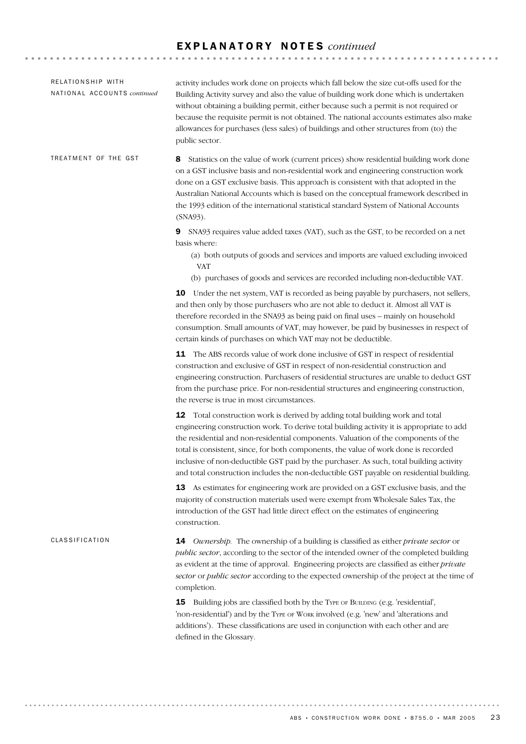## RELATIONSHIP WITH NATIONAL ACCOUNTS *continued*

activity includes work done on projects which fall below the size cut-offs used for the Building Activity survey and also the value of building work done which is undertaken without obtaining a building permit, either because such a permit is not required or because the requisite permit is not obtained. The national accounts estimates also make allowances for purchases (less sales) of buildings and other structures from (to) the public sector.

## TREATMENT OF THE GST

**8** Statistics on the value of work (current prices) show residential building work done on a GST inclusive basis and non-residential work and engineering construction work done on a GST exclusive basis. This approach is consistent with that adopted in the Australian National Accounts which is based on the conceptual framework described in the 1993 edition of the international statistical standard System of National Accounts (SNA93).

**9** SNA93 requires value added taxes (VAT), such as the GST, to be recorded on a net basis where:

(a) both outputs of goods and services and imports are valued excluding invoiced VAT

(b) purchases of goods and services are recorded including non-deductible VAT.

**10** Under the net system, VAT is recorded as being payable by purchasers, not sellers, and then only by those purchasers who are not able to deduct it. Almost all VAT is therefore recorded in the SNA93 as being paid on final uses – mainly on household consumption. Small amounts of VAT, may however, be paid by businesses in respect of certain kinds of purchases on which VAT may not be deductible.

**11** The ABS records value of work done inclusive of GST in respect of residential construction and exclusive of GST in respect of non-residential construction and engineering construction. Purchasers of residential structures are unable to deduct GST from the purchase price. For non-residential structures and engineering construction, the reverse is true in most circumstances.

**12** Total construction work is derived by adding total building work and total engineering construction work. To derive total building activity it is appropriate to add the residential and non-residential components. Valuation of the components of the total is consistent, since, for both components, the value of work done is recorded inclusive of non-deductible GST paid by the purchaser. As such, total building activity and total construction includes the non-deductible GST payable on residential building.

**13** As estimates for engineering work are provided on a GST exclusive basis, and the majority of construction materials used were exempt from Wholesale Sales Tax, the introduction of the GST had little direct effect on the estimates of engineering construction.

## CLASSIFICATION

**14** *Ownership.* The ownership of a building is classified as either *private sector* or *public sector*, according to the sector of the intended owner of the completed building as evident at the time of approval. Engineering projects are classified as either *private sector* or *public sector* according to the expected ownership of the project at the time of completion.

**15** Building jobs are classified both by the Type of Building (e.g. 'residential', 'non-residential') and by the Type of Work involved (e.g. 'new' and 'alterations and additions'). These classifications are used in conjunction with each other and are defined in the Glossary.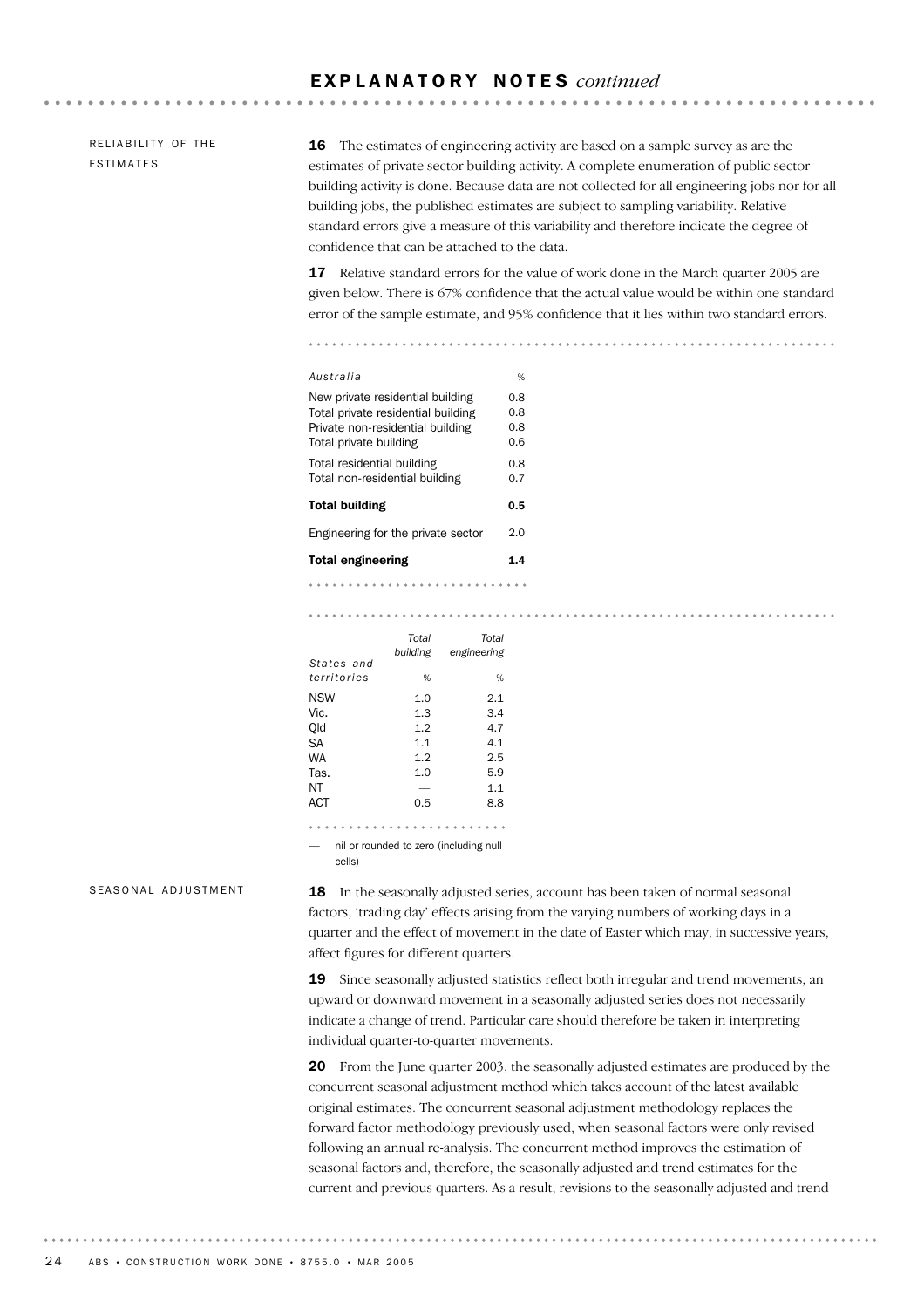# EXPLANATORY NOTES *continued*

## RELIABILITY OF THE ESTIMATES

**16** The estimates of engineering activity are based on a sample survey as are the estimates of private sector building activity. A complete enumeration of public sector building activity is done. Because data are not collected for all engineering jobs nor for all building jobs, the published estimates are subject to sampling variability. Relative standard errors give a measure of this variability and therefore indicate the degree of confidence that can be attached to the data.

**17** Relative standard errors for the value of work done in the March quarter 2005 are given below. There is 67% confidence that the actual value would be within one standard error of the sample estimate, and 95% confidence that it lies within two standard errors.

| *Australia* | % |
|---|---|
| New private residential building | 0.8 |
| Total private residential building | 0.8 |
| Private non-residential building | 0.8 |
| Total private building | 0.6 |
| Total residential building | 0.8 |
| Total non-residential building | 0.7 |
| **Total building** | **0.5** |
| Engineering for the private sector | 2.0 |
| **Total engineering** | **1.4** |

| *States and territories* | *Total building* | *Total engineering* |
|---|---|---|
| | % | % |
| NSW | 1.0 | 2.1 |
| Vic. | 1.3 | 3.4 |
| Qld | 1.2 | 4.7 |
| SA | 1.1 | 4.1 |
| WA | 1.2 | 2.5 |
| Tas. | 1.0 | 5.9 |
| NT | — | 1.1 |
| ACT | 0.5 | 8.8 |

— nil or rounded to zero (including null cells)

## SEASONAL ADJUSTMENT

**18** In the seasonally adjusted series, account has been taken of normal seasonal factors, 'trading day' effects arising from the varying numbers of working days in a quarter and the effect of movement in the date of Easter which may, in successive years, affect figures for different quarters.

**19** Since seasonally adjusted statistics reflect both irregular and trend movements, an upward or downward movement in a seasonally adjusted series does not necessarily indicate a change of trend. Particular care should therefore be taken in interpreting individual quarter-to-quarter movements.

**20** From the June quarter 2003, the seasonally adjusted estimates are produced by the concurrent seasonal adjustment method which takes account of the latest available original estimates. The concurrent seasonal adjustment methodology replaces the forward factor methodology previously used, when seasonal factors were only revised following an annual re-analysis. The concurrent method improves the estimation of seasonal factors and, therefore, the seasonally adjusted and trend estimates for the current and previous quarters. As a result, revisions to the seasonally adjusted and trend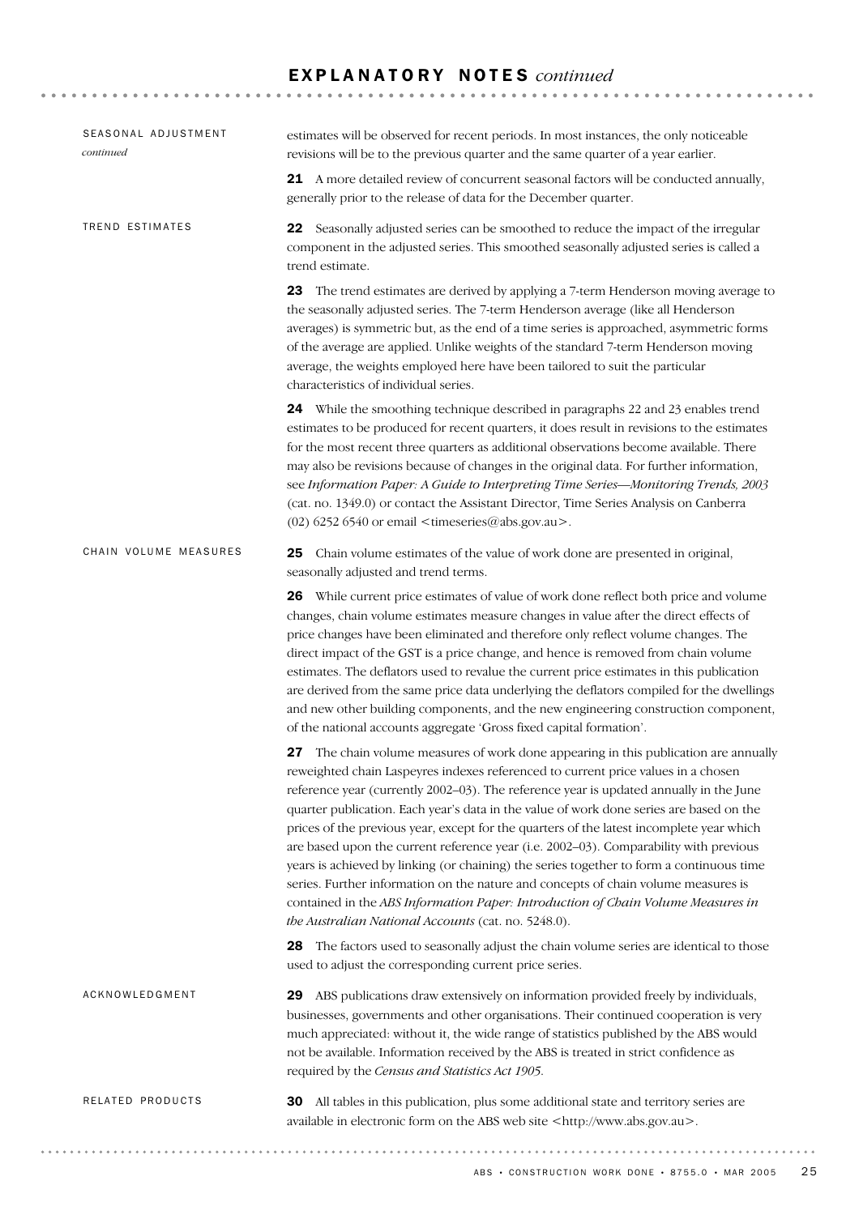# EXPLANATORY NOTES *continued*

## SEASONAL ADJUSTMENT *continued*

estimates will be observed for recent periods. In most instances, the only noticeable revisions will be to the previous quarter and the same quarter of a year earlier.

**21** A more detailed review of concurrent seasonal factors will be conducted annually, generally prior to the release of data for the December quarter.

## TREND ESTIMATES

**22** Seasonally adjusted series can be smoothed to reduce the impact of the irregular component in the adjusted series. This smoothed seasonally adjusted series is called a trend estimate.

**23** The trend estimates are derived by applying a 7-term Henderson moving average to the seasonally adjusted series. The 7-term Henderson average (like all Henderson averages) is symmetric but, as the end of a time series is approached, asymmetric forms of the average are applied. Unlike weights of the standard 7-term Henderson moving average, the weights employed here have been tailored to suit the particular characteristics of individual series.

**24** While the smoothing technique described in paragraphs 22 and 23 enables trend estimates to be produced for recent quarters, it does result in revisions to the estimates for the most recent three quarters as additional observations become available. There may also be revisions because of changes in the original data. For further information, see *Information Paper: A Guide to Interpreting Time Series—Monitoring Trends, 2003* (cat. no. 1349.0) or contact the Assistant Director, Time Series Analysis on Canberra (02) 6252 6540 or email <timeseries@abs.gov.au>.

## CHAIN VOLUME MEASURES

**25** Chain volume estimates of the value of work done are presented in original, seasonally adjusted and trend terms.

**26** While current price estimates of value of work done reflect both price and volume changes, chain volume estimates measure changes in value after the direct effects of price changes have been eliminated and therefore only reflect volume changes. The direct impact of the GST is a price change, and hence is removed from chain volume estimates. The deflators used to revalue the current price estimates in this publication are derived from the same price data underlying the deflators compiled for the dwellings and new other building components, and the new engineering construction component, of the national accounts aggregate 'Gross fixed capital formation'.

**27** The chain volume measures of work done appearing in this publication are annually reweighted chain Laspeyres indexes referenced to current price values in a chosen reference year (currently 2002–03). The reference year is updated annually in the June quarter publication. Each year's data in the value of work done series are based on the prices of the previous year, except for the quarters of the latest incomplete year which are based upon the current reference year (i.e. 2002–03). Comparability with previous years is achieved by linking (or chaining) the series together to form a continuous time series. Further information on the nature and concepts of chain volume measures is contained in the *ABS Information Paper: Introduction of Chain Volume Measures in the Australian National Accounts* (cat. no. 5248.0).

**28** The factors used to seasonally adjust the chain volume series are identical to those used to adjust the corresponding current price series.

## ACKNOWLEDGMENT

**29** ABS publications draw extensively on information provided freely by individuals, businesses, governments and other organisations. Their continued cooperation is very much appreciated: without it, the wide range of statistics published by the ABS would not be available. Information received by the ABS is treated in strict confidence as required by the *Census and Statistics Act 1905*.

## RELATED PRODUCTS

**30** All tables in this publication, plus some additional state and territory series are available in electronic form on the ABS web site <http://www.abs.gov.au>.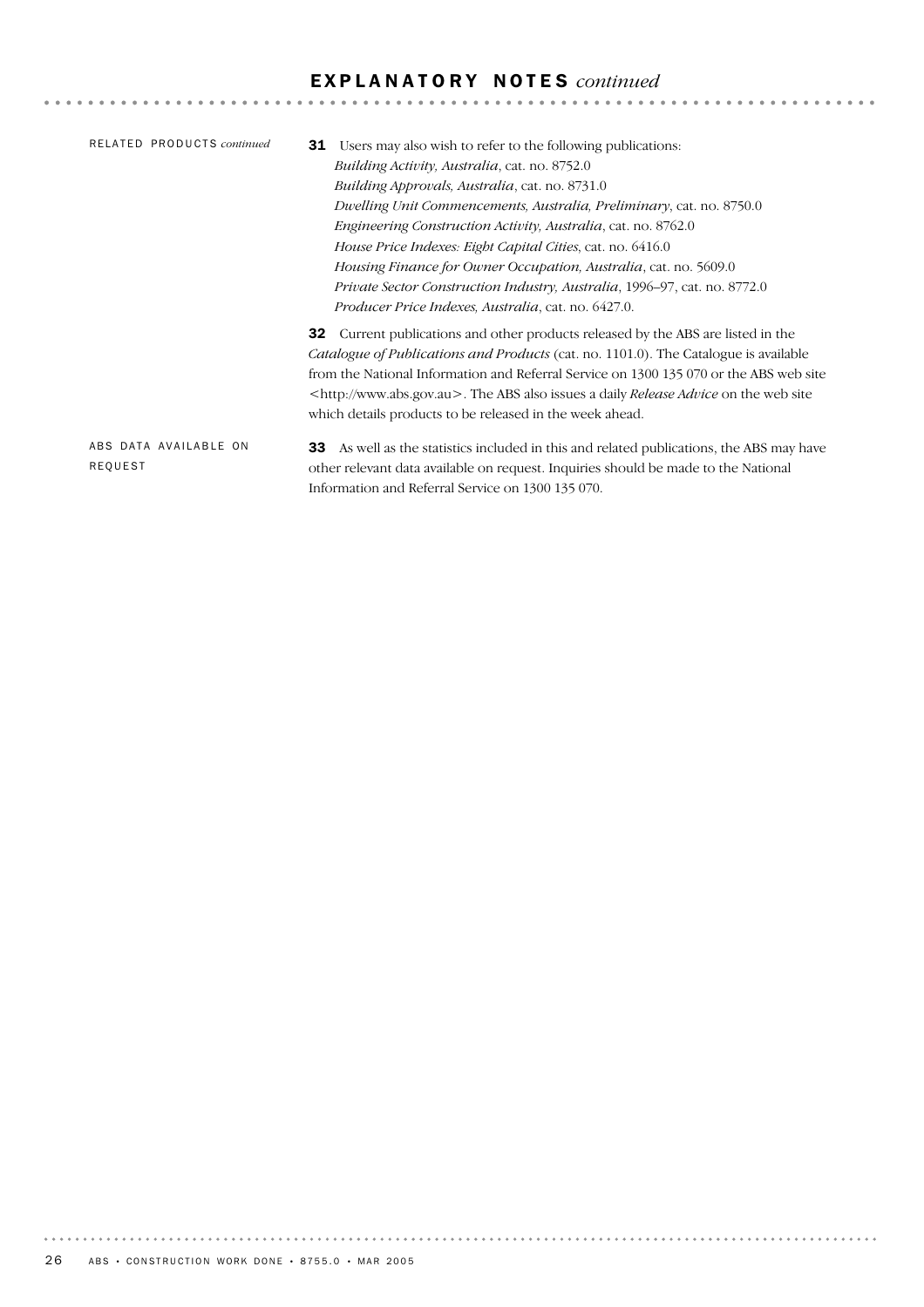# EXPLANATORY NOTES *continued*

RELATED PRODUCTS *continued*

**31** Users may also wish to refer to the following publications:

*Building Activity, Australia*, cat. no. 8752.0
*Building Approvals, Australia*, cat. no. 8731.0
*Dwelling Unit Commencements, Australia, Preliminary*, cat. no. 8750.0
*Engineering Construction Activity, Australia*, cat. no. 8762.0
*House Price Indexes: Eight Capital Cities*, cat. no. 6416.0
*Housing Finance for Owner Occupation, Australia*, cat. no. 5609.0
*Private Sector Construction Industry, Australia*, 1996–97, cat. no. 8772.0
*Producer Price Indexes, Australia*, cat. no. 6427.0.

**32** Current publications and other products released by the ABS are listed in the *Catalogue of Publications and Products* (cat. no. 1101.0). The Catalogue is available from the National Information and Referral Service on 1300 135 070 or the ABS web site <http://www.abs.gov.au>. The ABS also issues a daily *Release Advice* on the web site which details products to be released in the week ahead.

ABS DATA AVAILABLE ON REQUEST

**33** As well as the statistics included in this and related publications, the ABS may have other relevant data available on request. Inquiries should be made to the National Information and Referral Service on 1300 135 070.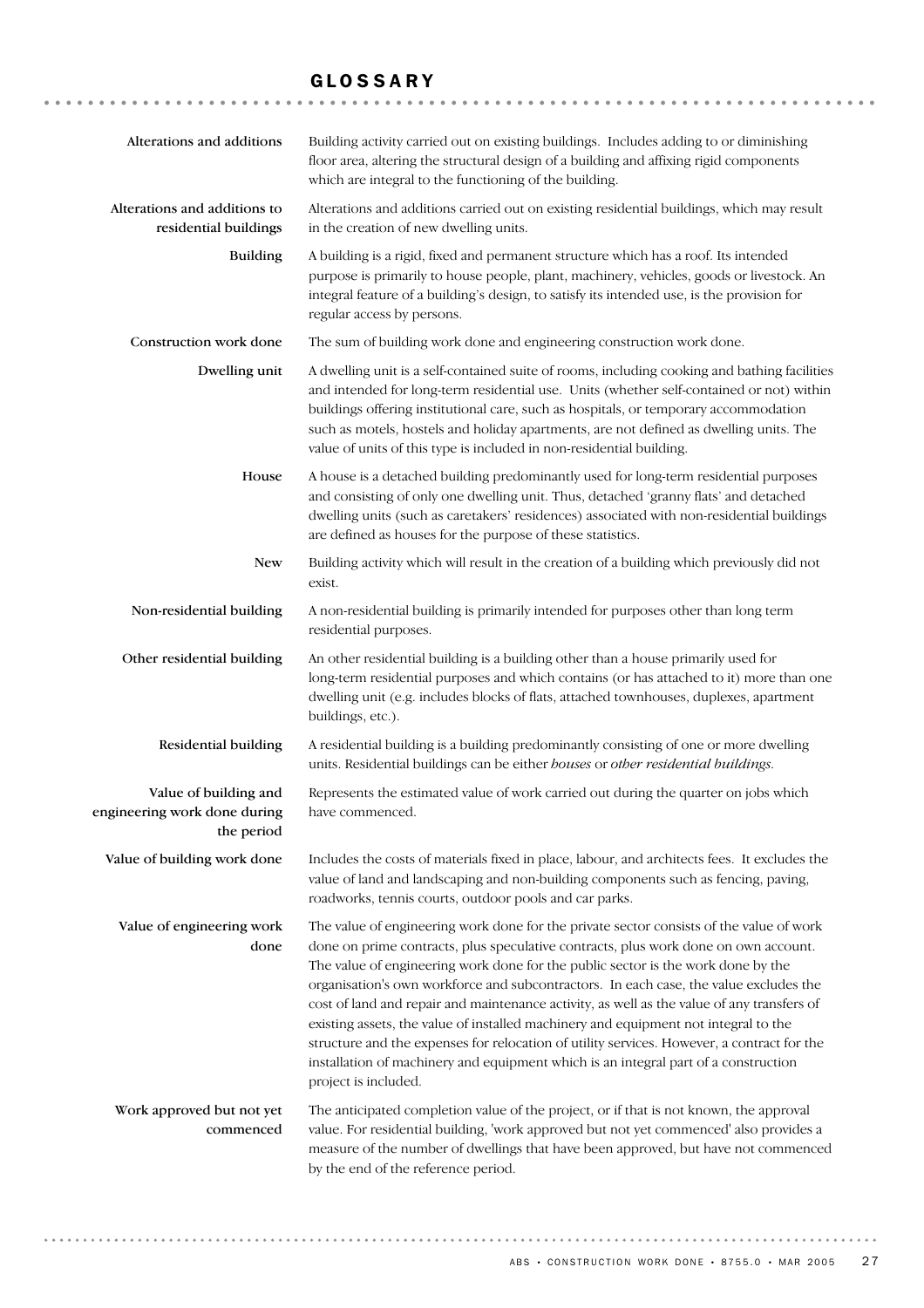# GLOSSARY

**Alterations and additions**
Building activity carried out on existing buildings. Includes adding to or diminishing floor area, altering the structural design of a building and affixing rigid components which are integral to the functioning of the building.

**Alterations and additions to residential buildings**
Alterations and additions carried out on existing residential buildings, which may result in the creation of new dwelling units.

**Building**
A building is a rigid, fixed and permanent structure which has a roof. Its intended purpose is primarily to house people, plant, machinery, vehicles, goods or livestock. An integral feature of a building's design, to satisfy its intended use, is the provision for regular access by persons.

**Construction work done**
The sum of building work done and engineering construction work done.

**Dwelling unit**
A dwelling unit is a self-contained suite of rooms, including cooking and bathing facilities and intended for long-term residential use. Units (whether self-contained or not) within buildings offering institutional care, such as hospitals, or temporary accommodation such as motels, hostels and holiday apartments, are not defined as dwelling units. The value of units of this type is included in non-residential building.

**House**
A house is a detached building predominantly used for long-term residential purposes and consisting of only one dwelling unit. Thus, detached 'granny flats' and detached dwelling units (such as caretakers' residences) associated with non-residential buildings are defined as houses for the purpose of these statistics.

**New**
Building activity which will result in the creation of a building which previously did not exist.

**Non-residential building**
A non-residential building is primarily intended for purposes other than long term residential purposes.

**Other residential building**
An other residential building is a building other than a house primarily used for long-term residential purposes and which contains (or has attached to it) more than one dwelling unit (e.g. includes blocks of flats, attached townhouses, duplexes, apartment buildings, etc.).

**Residential building**
A residential building is a building predominantly consisting of one or more dwelling units. Residential buildings can be either *houses* or *other residential buildings*.

**Value of building and engineering work done during the period**
Represents the estimated value of work carried out during the quarter on jobs which have commenced.

**Value of building work done**
Includes the costs of materials fixed in place, labour, and architects fees. It excludes the value of land and landscaping and non-building components such as fencing, paving, roadworks, tennis courts, outdoor pools and car parks.

**Value of engineering work done**
The value of engineering work done for the private sector consists of the value of work done on prime contracts, plus speculative contracts, plus work done on own account. The value of engineering work done for the public sector is the work done by the organisation's own workforce and subcontractors. In each case, the value excludes the cost of land and repair and maintenance activity, as well as the value of any transfers of existing assets, the value of installed machinery and equipment not integral to the structure and the expenses for relocation of utility services. However, a contract for the installation of machinery and equipment which is an integral part of a construction project is included.

**Work approved but not yet commenced**
The anticipated completion value of the project, or if that is not known, the approval value. For residential building, 'work approved but not yet commenced' also provides a measure of the number of dwellings that have been approved, but have not commenced by the end of the reference period.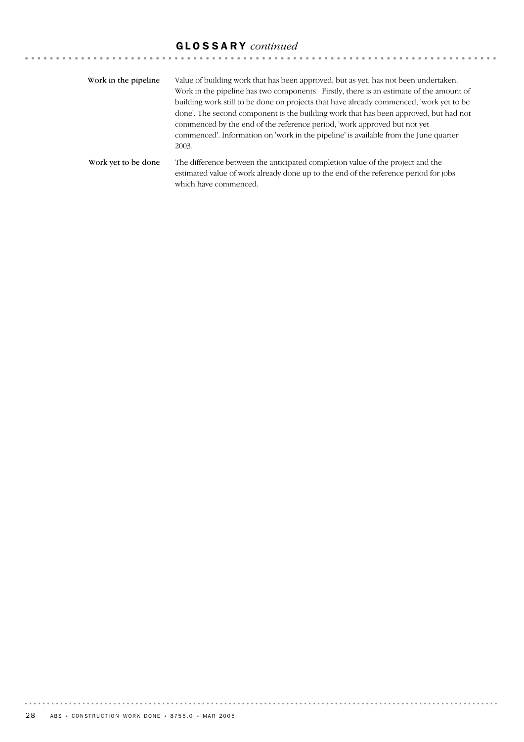## GLOSSARY *continued*

**Work in the pipeline**

Value of building work that has been approved, but as yet, has not been undertaken. Work in the pipeline has two components. Firstly, there is an estimate of the amount of building work still to be done on projects that have already commenced, 'work yet to be done'. The second component is the building work that has been approved, but had not commenced by the end of the reference period, 'work approved but not yet commenced'. Information on 'work in the pipeline' is available from the June quarter 2003.

**Work yet to be done**

The difference between the anticipated completion value of the project and the estimated value of work already done up to the end of the reference period for jobs which have commenced.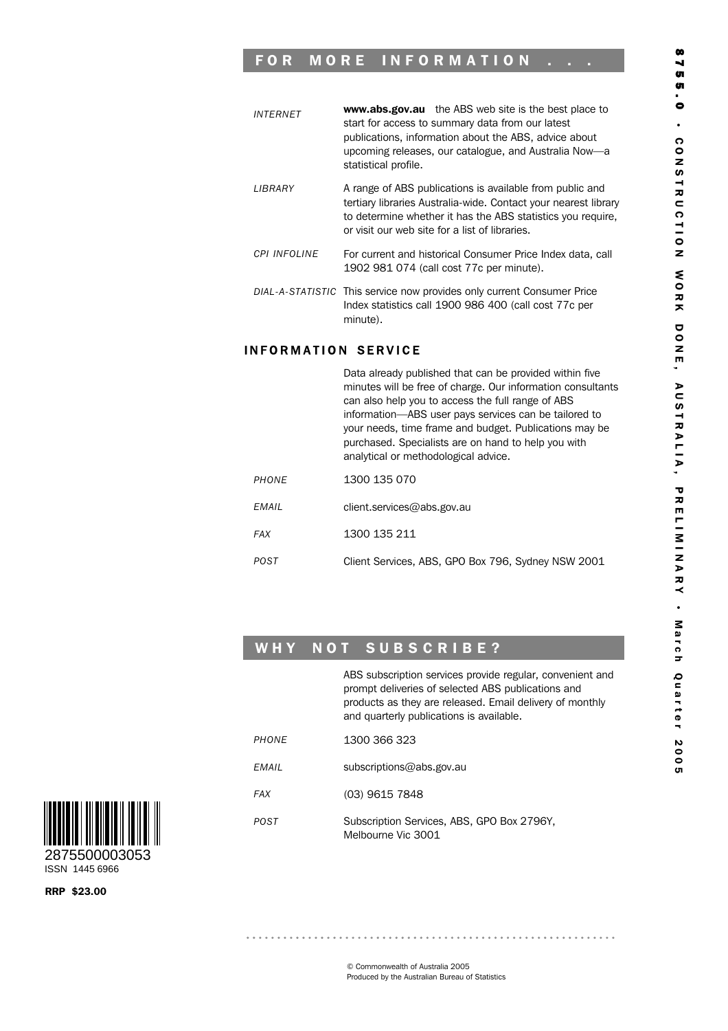## FOR MORE INFORMATION . . .

| | |
|---|---|
| *INTERNET* | **www.abs.gov.au** the ABS web site is the best place to start for access to summary data from our latest publications, information about the ABS, advice about upcoming releases, our catalogue, and Australia Now—a statistical profile. |
| *LIBRARY* | A range of ABS publications is available from public and tertiary libraries Australia-wide. Contact your nearest library to determine whether it has the ABS statistics you require, or visit our web site for a list of libraries. |
| *CPI INFOLINE* | For current and historical Consumer Price Index data, call 1902 981 074 (call cost 77c per minute). |
| *DIAL-A-STATISTIC* | This service now provides only current Consumer Price Index statistics call 1900 986 400 (call cost 77c per minute). |

### INFORMATION SERVICE

Data already published that can be provided within five minutes will be free of charge. Our information consultants can also help you to access the full range of ABS information—ABS user pays services can be tailored to your needs, time frame and budget. Publications may be purchased. Specialists are on hand to help you with analytical or methodological advice.

| | |
|---|---|
| *PHONE* | 1300 135 070 |
| *EMAIL* | client.services@abs.gov.au |
| *FAX* | 1300 135 211 |
| *POST* | Client Services, ABS, GPO Box 796, Sydney NSW 2001 |

## WHY NOT SUBSCRIBE?

ABS subscription services provide regular, convenient and prompt deliveries of selected ABS publications and products as they are released. Email delivery of monthly and quarterly publications is available.

| | |
|---|---|
| *PHONE* | 1300 366 323 |
| *EMAIL* | subscriptions@abs.gov.au |
| *FAX* | (03) 9615 7848 |
| *POST* | Subscription Services, ABS, GPO Box 2796Y, Melbourne Vic 3001 |

2875500003053

ISSN 1445 6966

**RRP $23.00**

© Commonwealth of Australia 2005
Produced by the Australian Bureau of Statistics